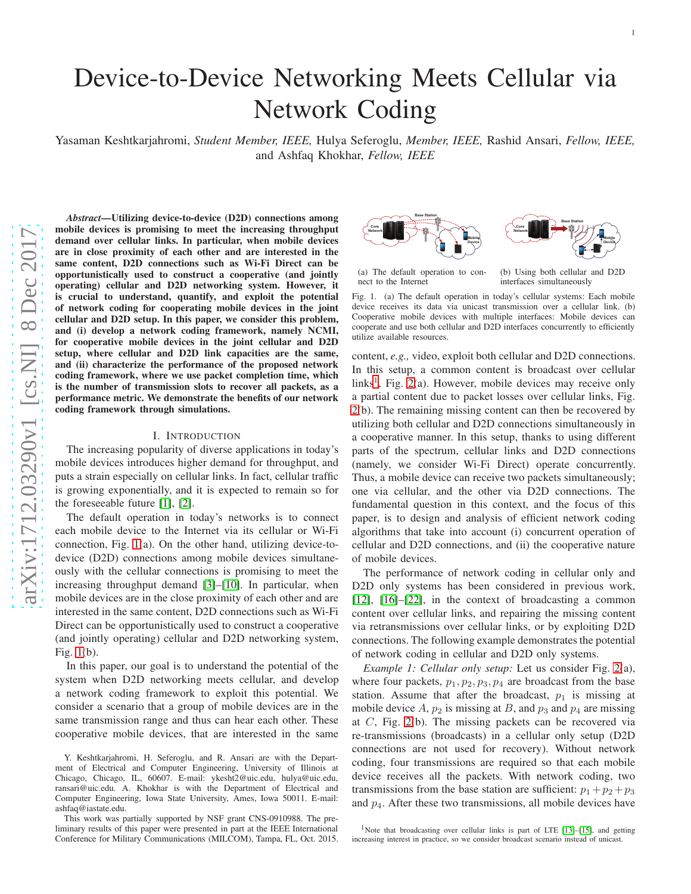# Device-to-Device Networking Meets Cellular via Network Coding

Yasaman Keshtkarjahromi, *Student Member, IEEE,* Hulya Seferoglu, *Member, IEEE,* Rashid Ansari, *Fellow, IEEE,* and Ashfaq Khokhar, *Fellow, IEEE*

***Abstract*—Utilizing device-to-device (D2D) connections among mobile devices is promising to meet the increasing throughput demand over cellular links. In particular, when mobile devices are in close proximity of each other and are interested in the same content, D2D connections such as Wi-Fi Direct can be opportunistically used to construct a cooperative (and jointly operating) cellular and D2D networking system. However, it is crucial to understand, quantify, and exploit the potential of network coding for cooperating mobile devices in the joint cellular and D2D setup. In this paper, we consider this problem, and (i) develop a network coding framework, namely NCMI, for cooperative mobile devices in the joint cellular and D2D setup, where cellular and D2D link capacities are the same, and (ii) characterize the performance of the proposed network coding framework, where we use packet completion time, which is the number of transmission slots to recover all packets, as a performance metric. We demonstrate the benefits of our network coding framework through simulations.**

## I. Introduction

The increasing popularity of diverse applications in today's mobile devices introduces higher demand for throughput, and puts a strain especially on cellular links. In fact, cellular traffic is growing exponentially, and it is expected to remain so for the foreseeable future [1], [2].

The default operation in today's networks is to connect each mobile device to the Internet via its cellular or Wi-Fi connection, Fig. 1(a). On the other hand, utilizing device-to-device (D2D) connections among mobile devices simultaneously with the cellular connections is promising to meet the increasing throughput demand [3]–[10]. In particular, when mobile devices are in the close proximity of each other and are interested in the same content, D2D connections such as Wi-Fi Direct can be opportunistically used to construct a cooperative (and jointly operating) cellular and D2D networking system, Fig. 1(b).

In this paper, our goal is to understand the potential of the system when D2D networking meets cellular, and develop a network coding framework to exploit this potential. We consider a scenario that a group of mobile devices are in the same transmission range and thus can hear each other. These cooperative mobile devices, that are interested in the same

(a) The default operation to connect to the Internet

(b) Using both cellular and D2D interfaces simultaneously

Fig. 1. (a) The default operation in today's cellular systems: Each mobile device receives its data via unicast transmission over a cellular link. (b) Cooperative mobile devices with multiple interfaces: Mobile devices can cooperate and use both cellular and D2D interfaces concurrently to efficiently utilize available resources.

content, *e.g.,* video, exploit both cellular and D2D connections. In this setup, a common content is broadcast over cellular links[1], Fig. 2(a). However, mobile devices may receive only a partial content due to packet losses over cellular links, Fig. 2(b). The remaining missing content can then be recovered by utilizing both cellular and D2D connections simultaneously in a cooperative manner. In this setup, thanks to using different parts of the spectrum, cellular links and D2D connections (namely, we consider Wi-Fi Direct) operate concurrently. Thus, a mobile device can receive two packets simultaneously; one via cellular, and the other via D2D connections. The fundamental question in this context, and the focus of this paper, is to design and analysis of efficient network coding algorithms that take into account (i) concurrent operation of cellular and D2D connections, and (ii) the cooperative nature of mobile devices.

The performance of network coding in cellular only and D2D only systems has been considered in previous work, [12], [16]–[22], in the context of broadcasting a common content over cellular links, and repairing the missing content via retransmissions over cellular links, or by exploiting D2D connections. The following example demonstrates the potential of network coding in cellular and D2D only systems.

*Example 1: Cellular only setup:* Let us consider Fig. 2(a), where four packets, $p_1, p_2, p_3, p_4$ are broadcast from the base station. Assume that after the broadcast, $p_1$ is missing at mobile device $A$, $p_2$ is missing at $B$, and $p_3$ and $p_4$ are missing at $C$, Fig. 2(b). The missing packets can be recovered via re-transmissions (broadcasts) in a cellular only setup (D2D connections are not used for recovery). Without network coding, four transmissions are required so that each mobile device receives all the packets. With network coding, two transmissions from the base station are sufficient: $p_1 + p_2 + p_3$ and $p_4$. After these two transmissions, all mobile devices have

Y. Keshtkarjahromi, H. Seferoglu, and R. Ansari are with the Department of Electrical and Computer Engineering, University of Illinois at Chicago, Chicago, IL, 60607. E-mail: ykesht2@uic.edu, hulya@uic.edu, ransari@uic.edu. A. Khokhar is with the Department of Electrical and Computer Engineering, Iowa State University, Ames, Iowa 50011. E-mail: ashfaq@iastate.edu.

This work was partially supported by NSF grant CNS-0910988. The preliminary results of this paper were presented in part at the IEEE International Conference for Military Communications (MILCOM), Tampa, FL, Oct. 2015.

[1] Note that broadcasting over cellular links is part of LTE [13]–[15], and getting increasing interest in practice, so we consider broadcast scenario instead of unicast.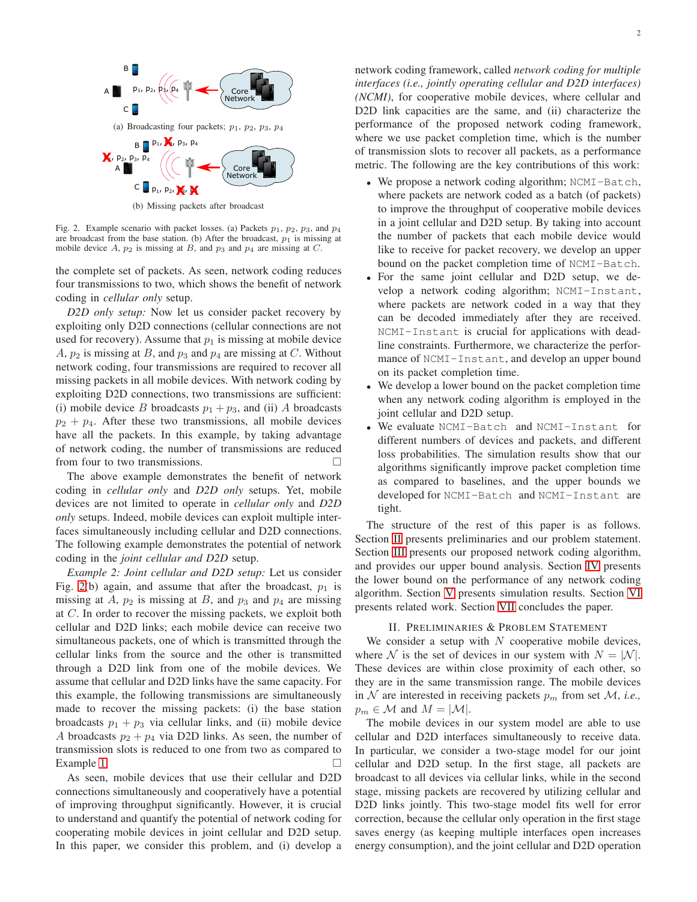(a) Broadcasting four packets; $p_1$, $p_2$, $p_3$, $p_4$

(b) Missing packets after broadcast

Fig. 2. Example scenario with packet losses. (a) Packets $p_1$, $p_2$, $p_3$, and $p_4$ are broadcast from the base station. (b) After the broadcast, $p_1$ is missing at mobile device $A$, $p_2$ is missing at $B$, and $p_3$ and $p_4$ are missing at $C$.

the complete set of packets. As seen, network coding reduces four transmissions to two, which shows the benefit of network coding in *cellular only* setup.

*D2D only setup:* Now let us consider packet recovery by exploiting only D2D connections (cellular connections are not used for recovery). Assume that $p_1$ is missing at mobile device $A$, $p_2$ is missing at $B$, and $p_3$ and $p_4$ are missing at $C$. Without network coding, four transmissions are required to recover all missing packets in all mobile devices. With network coding by exploiting D2D connections, two transmissions are sufficient: (i) mobile device $B$ broadcasts $p_1 + p_3$, and (ii) $A$ broadcasts $p_2 + p_4$. After these two transmissions, all mobile devices have all the packets. In this example, by taking advantage of network coding, the number of transmissions are reduced from four to two transmissions. □

The above example demonstrates the benefit of network coding in *cellular only* and *D2D only* setups. Yet, mobile devices are not limited to operate in *cellular only* and *D2D only* setups. Indeed, mobile devices can exploit multiple interfaces simultaneously including cellular and D2D connections. The following example demonstrates the potential of network coding in the *joint cellular and D2D* setup.

*Example 2: Joint cellular and D2D setup:* Let us consider Fig. 2(b) again, and assume that after the broadcast, $p_1$ is missing at $A$, $p_2$ is missing at $B$, and $p_3$ and $p_4$ are missing at $C$. In order to recover the missing packets, we exploit both cellular and D2D links; each mobile device can receive two simultaneous packets, one of which is transmitted through the cellular links from the source and the other is transmitted through a D2D link from one of the mobile devices. We assume that cellular and D2D links have the same capacity. For this example, the following transmissions are simultaneously made to recover the missing packets: (i) the base station broadcasts $p_1 + p_3$ via cellular links, and (ii) mobile device $A$ broadcasts $p_2 + p_4$ via D2D links. As seen, the number of transmission slots is reduced to one from two as compared to Example 1. □

As seen, mobile devices that use their cellular and D2D connections simultaneously and cooperatively have a potential of improving throughput significantly. However, it is crucial to understand and quantify the potential of network coding for cooperating mobile devices in joint cellular and D2D setup. In this paper, we consider this problem, and (i) develop a network coding framework, called *network coding for multiple interfaces (i.e., jointly operating cellular and D2D interfaces) (NCMI)*, for cooperative mobile devices, where cellular and D2D link capacities are the same, and (ii) characterize the performance of the proposed network coding framework, where we use packet completion time, which is the number of transmission slots to recover all packets, as a performance metric. The following are the key contributions of this work:

- We propose a network coding algorithm; `NCMI-Batch`, where packets are network coded as a batch (of packets) to improve the throughput of cooperative mobile devices in a joint cellular and D2D setup. By taking into account the number of packets that each mobile device would like to receive for packet recovery, we develop an upper bound on the packet completion time of `NCMI-Batch`.
- For the same joint cellular and D2D setup, we develop a network coding algorithm; `NCMI-Instant`, where packets are network coded in a way that they can be decoded immediately after they are received. `NCMI-Instant` is crucial for applications with deadline constraints. Furthermore, we characterize the performance of `NCMI-Instant`, and develop an upper bound on its packet completion time.
- We develop a lower bound on the packet completion time when any network coding algorithm is employed in the joint cellular and D2D setup.
- We evaluate `NCMI-Batch` and `NCMI-Instant` for different numbers of devices and packets, and different loss probabilities. The simulation results show that our algorithms significantly improve packet completion time as compared to baselines, and the upper bounds we developed for `NCMI-Batch` and `NCMI-Instant` are tight.

The structure of the rest of this paper is as follows. Section II presents preliminaries and our problem statement. Section III presents our proposed network coding algorithm, and provides our upper bound analysis. Section IV presents the lower bound on the performance of any network coding algorithm. Section V presents simulation results. Section VI presents related work. Section VII concludes the paper.

## II. Preliminaries & Problem Statement

We consider a setup with $N$ cooperative mobile devices, where $\mathcal{N}$ is the set of devices in our system with $N = |\mathcal{N}|$. These devices are within close proximity of each other, so they are in the same transmission range. The mobile devices in $\mathcal{N}$ are interested in receiving packets $p_m$ from set $\mathcal{M}$, *i.e.,* $p_m \in \mathcal{M}$ and $M = |\mathcal{M}|$.

The mobile devices in our system model are able to use cellular and D2D interfaces simultaneously to receive data. In particular, we consider a two-stage model for our joint cellular and D2D setup. In the first stage, all packets are broadcast to all devices via cellular links, while in the second stage, missing packets are recovered by utilizing cellular and D2D links jointly. This two-stage model fits well for error correction, because the cellular only operation in the first stage saves energy (as keeping multiple interfaces open increases energy consumption), and the joint cellular and D2D operation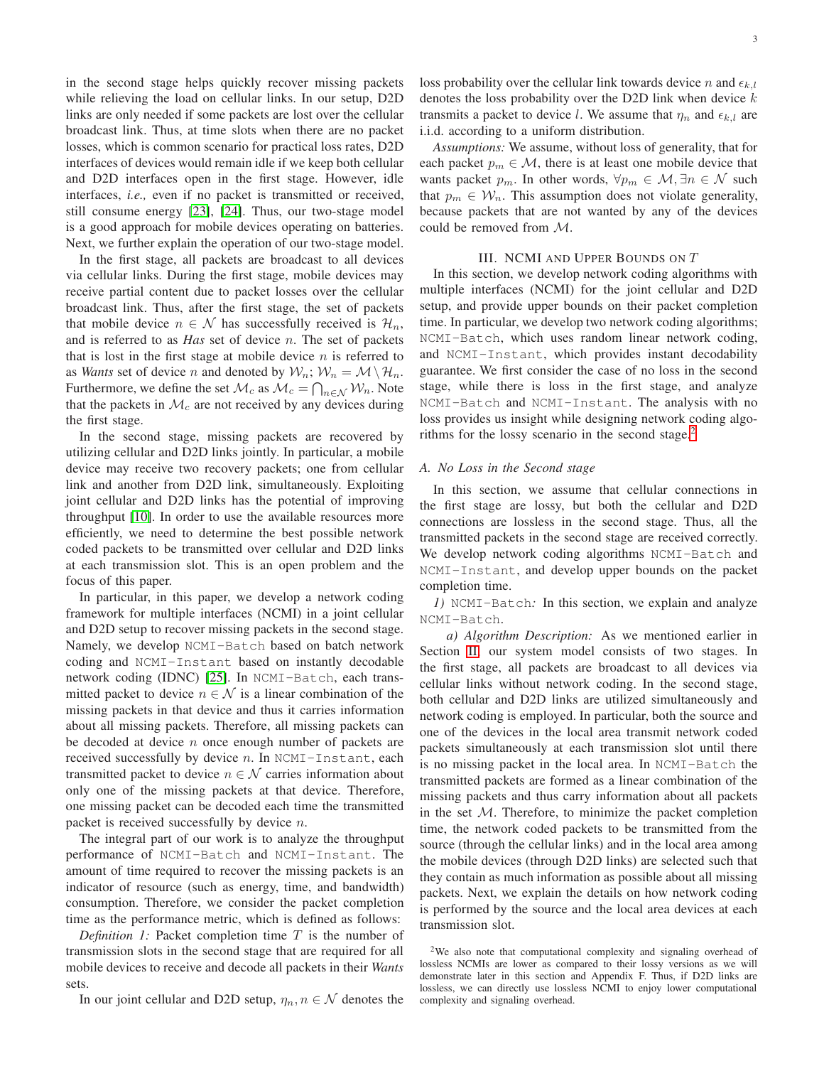in the second stage helps quickly recover missing packets while relieving the load on cellular links. In our setup, D2D links are only needed if some packets are lost over the cellular broadcast link. Thus, at time slots when there are no packet losses, which is common scenario for practical loss rates, D2D interfaces of devices would remain idle if we keep both cellular and D2D interfaces open in the first stage. However, idle interfaces, *i.e.,* even if no packet is transmitted or received, still consume energy [23], [24]. Thus, our two-stage model is a good approach for mobile devices operating on batteries. Next, we further explain the operation of our two-stage model.

In the first stage, all packets are broadcast to all devices via cellular links. During the first stage, mobile devices may receive partial content due to packet losses over the cellular broadcast link. Thus, after the first stage, the set of packets that mobile device $n \in \mathcal{N}$ has successfully received is $\mathcal{H}_n$, and is referred to as ***Has*** set of device $n$. The set of packets that is lost in the first stage at mobile device $n$ is referred to as *Wants* set of device $n$ and denoted by $\mathcal{W}_n$; $\mathcal{W}_n = \mathcal{M} \setminus \mathcal{H}_n$. Furthermore, we define the set $\mathcal{M}_c$ as $\mathcal{M}_c = \bigcap_{n \in \mathcal{N}} \mathcal{W}_n$. Note that the packets in $\mathcal{M}_c$ are not received by any devices during the first stage.

In the second stage, missing packets are recovered by utilizing cellular and D2D links jointly. In particular, a mobile device may receive two recovery packets; one from cellular link and another from D2D link, simultaneously. Exploiting joint cellular and D2D links has the potential of improving throughput [10]. In order to use the available resources more efficiently, we need to determine the best possible network coded packets to be transmitted over cellular and D2D links at each transmission slot. This is an open problem and the focus of this paper.

In particular, in this paper, we develop a network coding framework for multiple interfaces (NCMI) in a joint cellular and D2D setup to recover missing packets in the second stage. Namely, we develop `NCMI-Batch` based on batch network coding and `NCMI-Instant` based on instantly decodable network coding (IDNC) [25]. In `NCMI-Batch`, each transmitted packet to device $n \in \mathcal{N}$ is a linear combination of the missing packets in that device and thus it carries information about all missing packets. Therefore, all missing packets can be decoded at device $n$ once enough number of packets are received successfully by device $n$. In `NCMI-Instant`, each transmitted packet to device $n \in \mathcal{N}$ carries information about only one of the missing packets at that device. Therefore, one missing packet can be decoded each time the transmitted packet is received successfully by device $n$.

The integral part of our work is to analyze the throughput performance of `NCMI-Batch` and `NCMI-Instant`. The amount of time required to recover the missing packets is an indicator of resource (such as energy, time, and bandwidth) consumption. Therefore, we consider the packet completion time as the performance metric, which is defined as follows:

*Definition 1:* Packet completion time $T$ is the number of transmission slots in the second stage that are required for all mobile devices to receive and decode all packets in their *Wants* sets.

In our joint cellular and D2D setup, $\eta_n, n \in \mathcal{N}$ denotes the loss probability over the cellular link towards device $n$ and $\epsilon_{k,l}$ denotes the loss probability over the D2D link when device $k$ transmits a packet to device $l$. We assume that $\eta_n$ and $\epsilon_{k,l}$ are i.i.d. according to a uniform distribution.

*Assumptions:* We assume, without loss of generality, that for each packet $p_m \in \mathcal{M}$, there is at least one mobile device that wants packet $p_m$. In other words, $\forall p_m \in \mathcal{M}, \exists n \in \mathcal{N}$ such that $p_m \in \mathcal{W}_n$. This assumption does not violate generality, because packets that are not wanted by any of the devices could be removed from $\mathcal{M}$.

## III. NCMI and Upper Bounds on $T$

In this section, we develop network coding algorithms with multiple interfaces (NCMI) for the joint cellular and D2D setup, and provide upper bounds on their packet completion time. In particular, we develop two network coding algorithms; `NCMI-Batch`, which uses random linear network coding, and `NCMI-Instant`, which provides instant decodability guarantee. We first consider the case of no loss in the second stage, while there is loss in the first stage, and analyze `NCMI-Batch` and `NCMI-Instant`. The analysis with no loss provides us insight while designing network coding algorithms for the lossy scenario in the second stage.[2]

### A. No Loss in the Second stage

In this section, we assume that cellular connections in the first stage are lossy, but both the cellular and D2D connections are lossless in the second stage. Thus, all the transmitted packets in the second stage are received correctly. We develop network coding algorithms `NCMI-Batch` and `NCMI-Instant`, and develop upper bounds on the packet completion time.

*1) `NCMI-Batch`:* In this section, we explain and analyze `NCMI-Batch`.

*a) Algorithm Description:* As we mentioned earlier in Section II, our system model consists of two stages. In the first stage, all packets are broadcast to all devices via cellular links without network coding. In the second stage, both cellular and D2D links are utilized simultaneously and network coding is employed. In particular, both the source and one of the devices in the local area transmit network coded packets simultaneously at each transmission slot until there is no missing packet in the local area. In `NCMI-Batch` the transmitted packets are formed as a linear combination of the missing packets and thus carry information about all packets in the set $\mathcal{M}$. Therefore, to minimize the packet completion time, the network coded packets to be transmitted from the source (through the cellular links) and in the local area among the mobile devices (through D2D links) are selected such that they contain as much information as possible about all missing packets. Next, we explain the details on how network coding is performed by the source and the local area devices at each transmission slot.

[2] We also note that computational complexity and signaling overhead of lossless NCMIs are lower as compared to their lossy versions as we will demonstrate later in this section and Appendix F. Thus, if D2D links are lossless, we can directly use lossless NCMI to enjoy lower computational complexity and signaling overhead.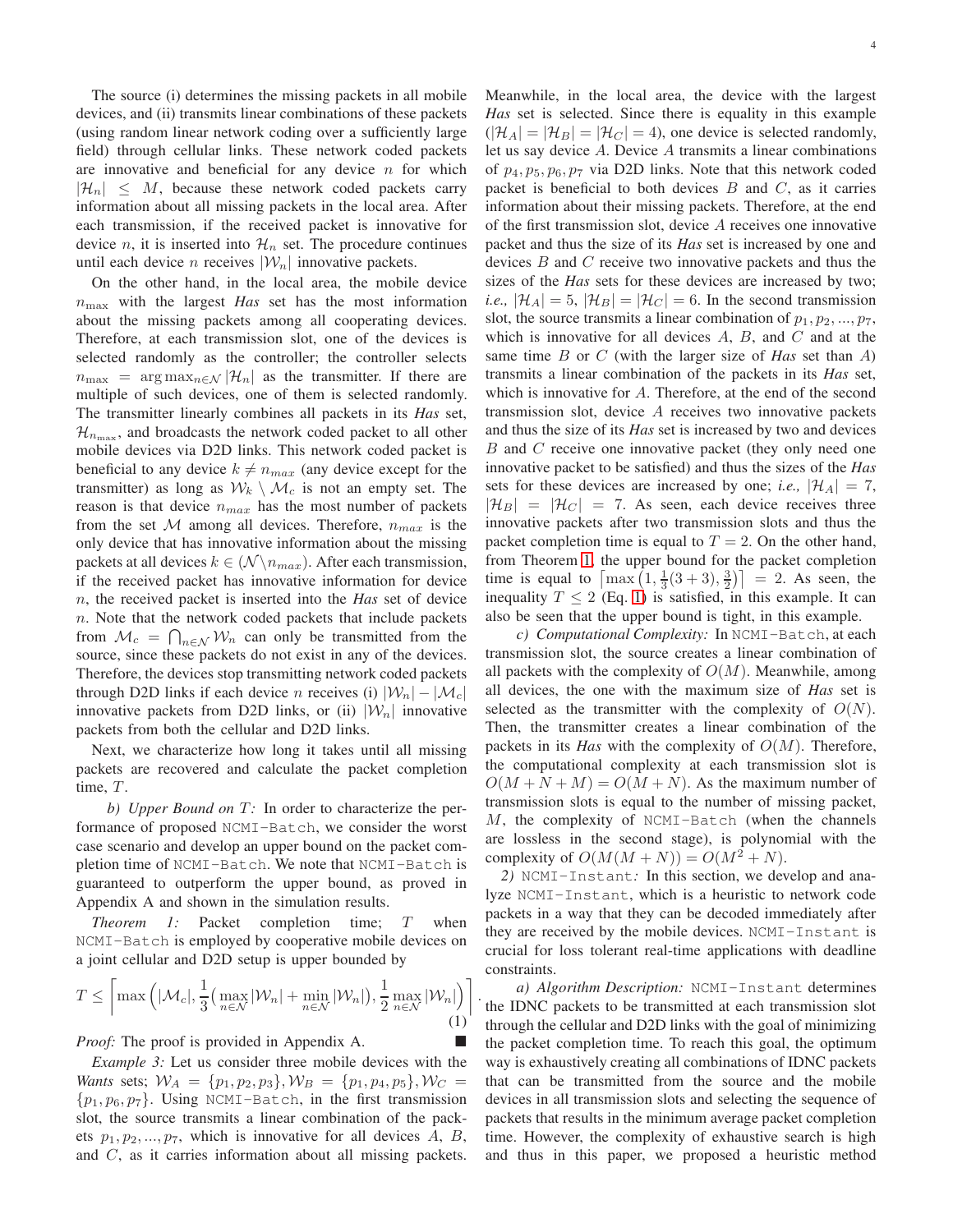The source (i) determines the missing packets in all mobile devices, and (ii) transmits linear combinations of these packets (using random linear network coding over a sufficiently large field) through cellular links. These network coded packets are innovative and beneficial for any device $n$ for which $|\mathcal{H}_n| \leq M$, because these network coded packets carry information about all missing packets in the local area. After each transmission, if the received packet is innovative for device $n$, it is inserted into $\mathcal{H}_n$ set. The procedure continues until each device $n$ receives $|\mathcal{W}_n|$ innovative packets.

On the other hand, in the local area, the mobile device $n_{\max}$ with the largest ***Has*** set has the most information about the missing packets among all cooperating devices. Therefore, at each transmission slot, one of the devices is selected randomly as the controller; the controller selects $n_{\max} = \arg\max_{n \in \mathcal{N}} |\mathcal{H}_n|$ as the transmitter. If there are multiple of such devices, one of them is selected randomly. The transmitter linearly combines all packets in its ***Has*** set, $\mathcal{H}_{n_{\max}}$, and broadcasts the network coded packet to all other mobile devices via D2D links. This network coded packet is beneficial to any device $k \neq n_{max}$ (any device except for the transmitter) as long as $\mathcal{W}_k \setminus \mathcal{M}_c$ is not an empty set. The reason is that device $n_{max}$ has the most number of packets from the set $\mathcal{M}$ among all devices. Therefore, $n_{max}$ is the only device that has innovative information about the missing packets at all devices $k \in (\mathcal{N} \setminus n_{max})$. After each transmission, if the received packet has innovative information for device $n$, the received packet is inserted into the ***Has*** set of device $n$. Note that the network coded packets that include packets from $\mathcal{M}_c = \bigcap_{n \in \mathcal{N}} \mathcal{W}_n$ can only be transmitted from the source, since these packets do not exist in any of the devices. Therefore, the devices stop transmitting network coded packets through D2D links if each device $n$ receives (i) $|\mathcal{W}_n| - |\mathcal{M}_c|$ innovative packets from D2D links, or (ii) $|\mathcal{W}_n|$ innovative packets from both the cellular and D2D links.

Next, we characterize how long it takes until all missing packets are recovered and calculate the packet completion time, $T$.

*b) Upper Bound on $T$:* In order to characterize the performance of proposed `NCMI-Batch`, we consider the worst case scenario and develop an upper bound on the packet completion time of `NCMI-Batch`. We note that `NCMI-Batch` is guaranteed to outperform the upper bound, as proved in Appendix A and shown in the simulation results.

*Theorem 1:* Packet completion time; $T$ when `NCMI-Batch` is employed by cooperative mobile devices on a joint cellular and D2D setup is upper bounded by

$$T \leq \left\lceil \max\Big(|\mathcal{M}_c|, \frac{1}{3}\big(\max_{n \in \mathcal{N}} |\mathcal{W}_n| + \min_{n \in \mathcal{N}} |\mathcal{W}_n|\big), \frac{1}{2}\max_{n \in \mathcal{N}} |\mathcal{W}_n|\Big) \right\rceil. \tag{1}$$

*Proof:* The proof is provided in Appendix A. ■

*Example 3:* Let us consider three mobile devices with the ***Wants*** sets; $\mathcal{W}_A = \{p_1, p_2, p_3\}, \mathcal{W}_B = \{p_1, p_4, p_5\}, \mathcal{W}_C = \{p_1, p_6, p_7\}$. Using `NCMI-Batch`, in the first transmission slot, the source transmits a linear combination of the packets $p_1, p_2, ..., p_7$, which is innovative for all devices $A$, $B$, and $C$, as it carries information about all missing packets. Meanwhile, in the local area, the device with the largest ***Has*** set is selected. Since there is equality in this example ($|\mathcal{H}_A| = |\mathcal{H}_B| = |\mathcal{H}_C| = 4$), one device is selected randomly, let us say device $A$. Device $A$ transmits a linear combinations of $p_4, p_5, p_6, p_7$ via D2D links. Note that this network coded packet is beneficial to both devices $B$ and $C$, as it carries information about their missing packets. Therefore, at the end of the first transmission slot, device $A$ receives one innovative packet and thus the size of its ***Has*** set is increased by one and devices $B$ and $C$ receive two innovative packets and thus the sizes of the ***Has*** sets for these devices are increased by two; *i.e.,* $|\mathcal{H}_A| = 5$, $|\mathcal{H}_B| = |\mathcal{H}_C| = 6$. In the second transmission slot, the source transmits a linear combination of $p_1, p_2, ..., p_7$, which is innovative for all devices $A$, $B$, and $C$ and at the same time $B$ or $C$ (with the larger size of ***Has*** set than $A$) transmits a linear combination of the packets in its ***Has*** set, which is innovative for $A$. Therefore, at the end of the second transmission slot, device $A$ receives two innovative packets and thus the size of its ***Has*** set is increased by two and devices $B$ and $C$ receive one innovative packet (they only need one innovative packet to be satisfied) and thus the sizes of the ***Has*** sets for these devices are increased by one; *i.e.,* $|\mathcal{H}_A| = 7$, $|\mathcal{H}_B| = |\mathcal{H}_C| = 7$. As seen, each device receives three innovative packets after two transmission slots and thus the packet completion time is equal to $T = 2$. On the other hand, from Theorem 1, the upper bound for the packet completion time is equal to $\lceil \max\big(1, \frac{1}{3}(3+3), \frac{3}{2}\big) \rceil = 2$. As seen, the inequality $T \leq 2$ (Eq. 1) is satisfied, in this example. It can also be seen that the upper bound is tight, in this example.

*c) Computational Complexity:* In `NCMI-Batch`, at each transmission slot, the source creates a linear combination of all packets with the complexity of $O(M)$. Meanwhile, among all devices, the one with the maximum size of ***Has*** set is selected as the transmitter with the complexity of $O(N)$. Then, the transmitter creates a linear combination of the packets in its ***Has*** with the complexity of $O(M)$. Therefore, the computational complexity at each transmission slot is $O(M + N + M) = O(M + N)$. As the maximum number of transmission slots is equal to the number of missing packet, $M$, the complexity of `NCMI-Batch` (when the channels are lossless in the second stage), is polynomial with the complexity of $O(M(M + N)) = O(M^2 + N)$.

*2) `NCMI-Instant`:* In this section, we develop and analyze `NCMI-Instant`, which is a heuristic to network code packets in a way that they can be decoded immediately after they are received by the mobile devices. `NCMI-Instant` is crucial for loss tolerant real-time applications with deadline constraints.

*a) Algorithm Description:* `NCMI-Instant` determines the IDNC packets to be transmitted at each transmission slot through the cellular and D2D links with the goal of minimizing the packet completion time. To reach this goal, the optimum way is exhaustively creating all combinations of IDNC packets that can be transmitted from the source and the mobile devices in all transmission slots and selecting the sequence of packets that results in the minimum average packet completion time. However, the complexity of exhaustive search is high and thus in this paper, we proposed a heuristic method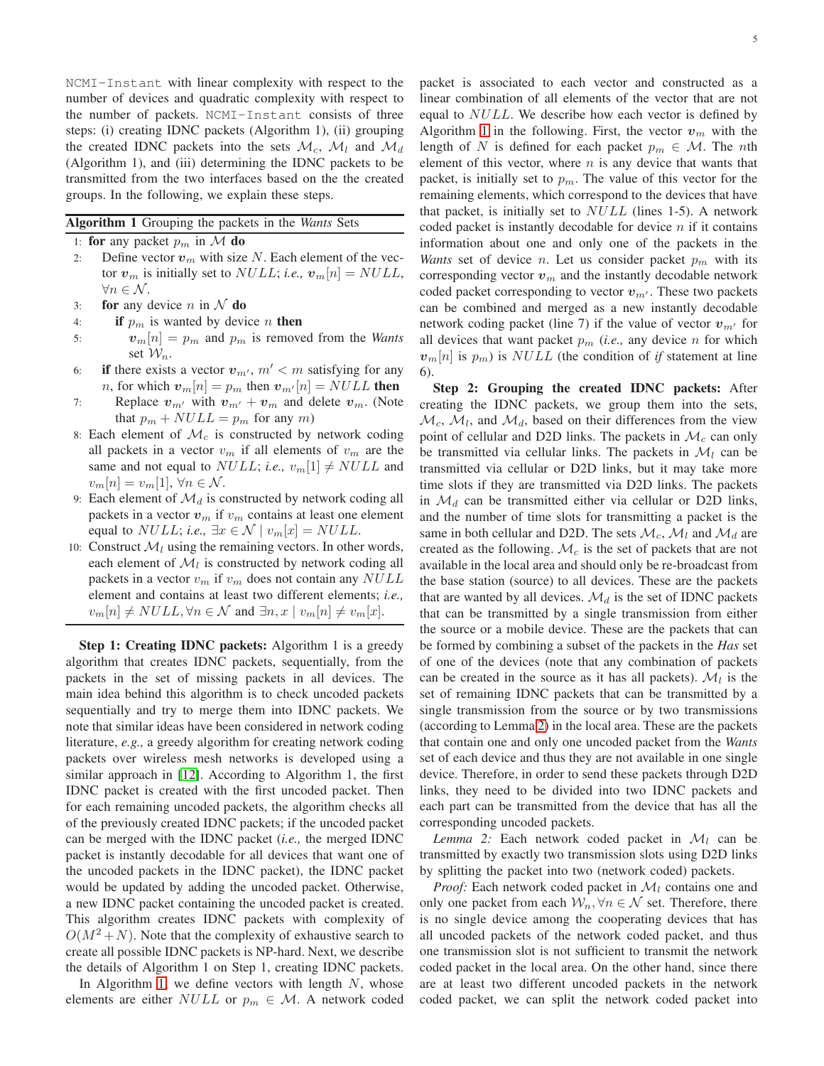NCMI-Instant with linear complexity with respect to the number of devices and quadratic complexity with respect to the number of packets. NCMI-Instant consists of three steps: (i) creating IDNC packets (Algorithm 1), (ii) grouping the created IDNC packets into the sets $\mathcal{M}_c$, $\mathcal{M}_l$ and $\mathcal{M}_d$ (Algorithm 1), and (iii) determining the IDNC packets to be transmitted from the two interfaces based on the the created groups. In the following, we explain these steps.

**Algorithm 1** Grouping the packets in the *Wants* Sets

1: **for** any packet $p_m$ in $\mathcal{M}$ **do**
2: Define vector $\boldsymbol{v}_m$ with size $N$. Each element of the vector $\boldsymbol{v}_m$ is initially set to $NULL$; *i.e.,* $\boldsymbol{v}_m[n] = NULL$, $\forall n \in \mathcal{N}$.
3: **for** any device $n$ in $\mathcal{N}$ **do**
4: **if** $p_m$ is wanted by device $n$ **then**
5: $\boldsymbol{v}_m[n] = p_m$ and $p_m$ is removed from the *Wants* set $\mathcal{W}_n$.
6: **if** there exists a vector $\boldsymbol{v}_{m'}$, $m' < m$ satisfying for any $n$, for which $\boldsymbol{v}_m[n] = p_m$ then $\boldsymbol{v}_{m'}[n] = NULL$ **then**
7: Replace $\boldsymbol{v}_{m'}$ with $\boldsymbol{v}_{m'} + \boldsymbol{v}_m$ and delete $\boldsymbol{v}_m$. (Note that $p_m + NULL = p_m$ for any $m$)
8: Each element of $\mathcal{M}_c$ is constructed by network coding all packets in a vector $v_m$ if all elements of $v_m$ are the same and not equal to $NULL$; *i.e.,* $v_m[1] \neq NULL$ and $v_m[n] = v_m[1]$, $\forall n \in \mathcal{N}$.
9: Each element of $\mathcal{M}_d$ is constructed by network coding all packets in a vector $\boldsymbol{v}_m$ if $v_m$ contains at least one element equal to $NULL$; *i.e.,* $\exists x \in \mathcal{N} \mid v_m[x] = NULL$.
10: Construct $\mathcal{M}_l$ using the remaining vectors. In other words, each element of $\mathcal{M}_l$ is constructed by network coding all packets in a vector $v_m$ if $v_m$ does not contain any $NULL$ element and contains at least two different elements; *i.e.,* $v_m[n] \neq NULL, \forall n \in \mathcal{N}$ and $\exists n, x \mid v_m[n] \neq v_m[x]$.

**Step 1: Creating IDNC packets:** Algorithm 1 is a greedy algorithm that creates IDNC packets, sequentially, from the packets in the set of missing packets in all devices. The main idea behind this algorithm is to check uncoded packets sequentially and try to merge them into IDNC packets. We note that similar ideas have been considered in network coding literature, *e.g.,* a greedy algorithm for creating network coding packets over wireless mesh networks is developed using a similar approach in [12]. According to Algorithm 1, the first IDNC packet is created with the first uncoded packet. Then for each remaining uncoded packets, the algorithm checks all of the previously created IDNC packets; if the uncoded packet can be merged with the IDNC packet (*i.e.,* the merged IDNC packet is instantly decodable for all devices that want one of the uncoded packets in the IDNC packet), the IDNC packet would be updated by adding the uncoded packet. Otherwise, a new IDNC packet containing the uncoded packet is created. This algorithm creates IDNC packets with complexity of $O(M^2 + N)$. Note that the complexity of exhaustive search to create all possible IDNC packets is NP-hard. Next, we describe the details of Algorithm 1 on Step 1, creating IDNC packets.

In Algorithm 1, we define vectors with length $N$, whose elements are either $NULL$ or $p_m \in \mathcal{M}$. A network coded packet is associated to each vector and constructed as a linear combination of all elements of the vector that are not equal to $NULL$. We describe how each vector is defined by Algorithm 1 in the following. First, the vector $\boldsymbol{v}_m$ with the length of $N$ is defined for each packet $p_m \in \mathcal{M}$. The $n$th element of this vector, where $n$ is any device that wants that packet, is initially set to $p_m$. The value of this vector for the remaining elements, which correspond to the devices that have that packet, is initially set to $NULL$ (lines 1-5). A network coded packet is instantly decodable for device $n$ if it contains information about one and only one of the packets in the *Wants* set of device $n$. Let us consider packet $p_m$ with its corresponding vector $\boldsymbol{v}_m$ and the instantly decodable network coded packet corresponding to vector $\boldsymbol{v}_{m'}$. These two packets can be combined and merged as a new instantly decodable network coding packet (line 7) if the value of vector $\boldsymbol{v}_{m'}$ for all devices that want packet $p_m$ (*i.e.,* any device $n$ for which $\boldsymbol{v}_m[n]$ is $p_m$) is $NULL$ (the condition of *if* statement at line 6).

**Step 2: Grouping the created IDNC packets:** After creating the IDNC packets, we group them into the sets, $\mathcal{M}_c$, $\mathcal{M}_l$, and $\mathcal{M}_d$, based on their differences from the view point of cellular and D2D links. The packets in $\mathcal{M}_c$ can only be transmitted via cellular links. The packets in $\mathcal{M}_l$ can be transmitted via cellular or D2D links, but it may take more time slots if they are transmitted via D2D links. The packets in $\mathcal{M}_d$ can be transmitted either via cellular or D2D links, and the number of time slots for transmitting a packet is the same in both cellular and D2D. The sets $\mathcal{M}_c$, $\mathcal{M}_l$ and $\mathcal{M}_d$ are created as the following. $\mathcal{M}_c$ is the set of packets that are not available in the local area and should only be re-broadcast from the base station (source) to all devices. These are the packets that are wanted by all devices. $\mathcal{M}_d$ is the set of IDNC packets that can be transmitted by a single transmission from either the source or a mobile device. These are the packets that can be formed by combining a subset of the packets in the ***Has*** set of one of the devices (note that any combination of packets can be created in the source as it has all packets). $\mathcal{M}_l$ is the set of remaining IDNC packets that can be transmitted by a single transmission from the source or by two transmissions (according to Lemma 2) in the local area. These are the packets that contain one and only one uncoded packet from the *Wants* set of each device and thus they are not available in one single device. Therefore, in order to send these packets through D2D links, they need to be divided into two IDNC packets and each part can be transmitted from the device that has all the corresponding uncoded packets.

*Lemma 2:* Each network coded packet in $\mathcal{M}_l$ can be transmitted by exactly two transmission slots using D2D links by splitting the packet into two (network coded) packets.

*Proof:* Each network coded packet in $\mathcal{M}_l$ contains one and only one packet from each $\mathcal{W}_n, \forall n \in \mathcal{N}$ set. Therefore, there is no single device among the cooperating devices that has all uncoded packets of the network coded packet, and thus one transmission slot is not sufficient to transmit the network coded packet in the local area. On the other hand, since there are at least two different uncoded packets in the network coded packet, we can split the network coded packet into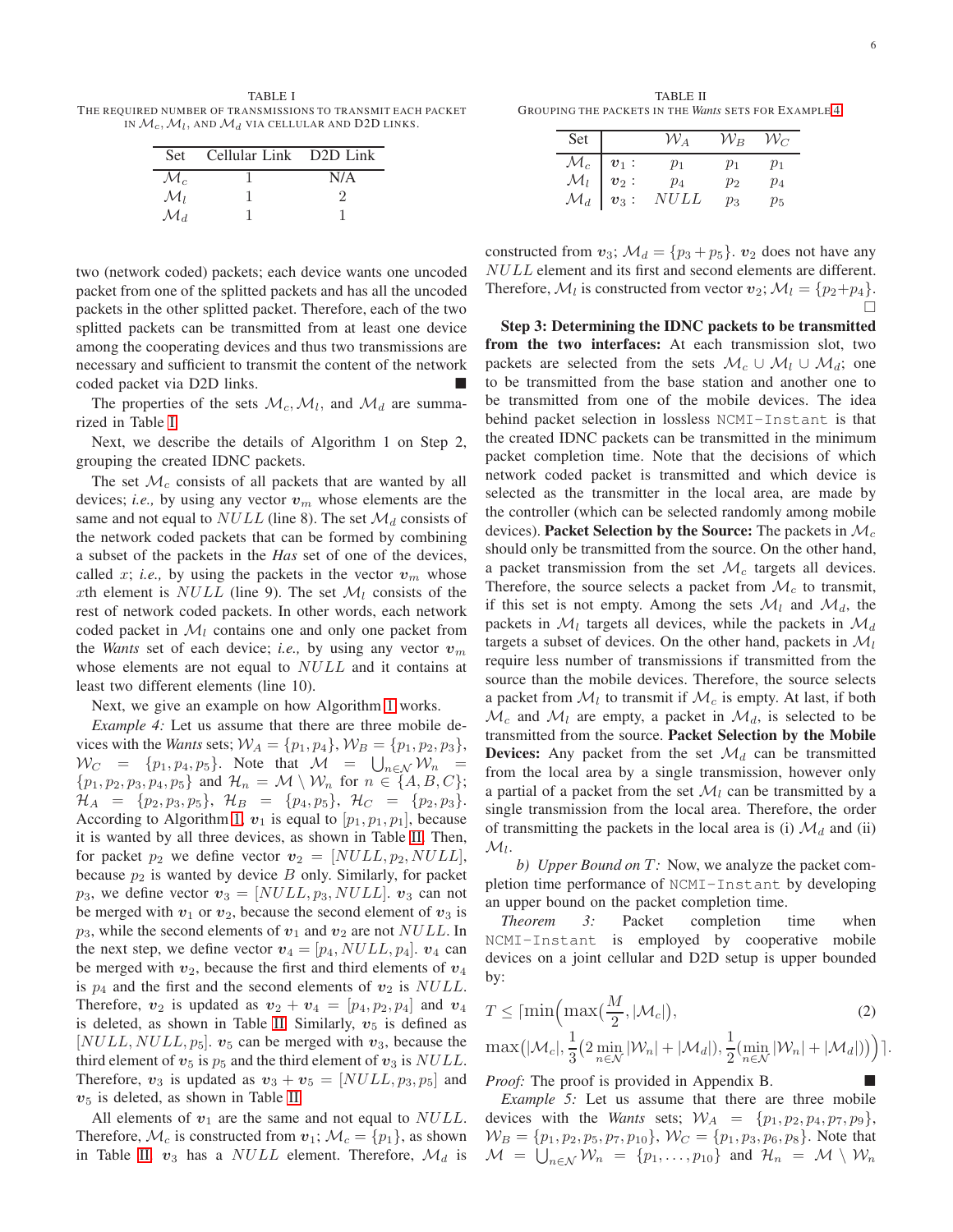TABLE I
THE REQUIRED NUMBER OF TRANSMISSIONS TO TRANSMIT EACH PACKET IN $\mathcal{M}_c$, $\mathcal{M}_l$, AND $\mathcal{M}_d$ VIA CELLULAR AND D2D LINKS.

| Set | Cellular Link | D2D Link |
|---|---|---|
| $\mathcal{M}_c$ | 1 | N/A |
| $\mathcal{M}_l$ | 1 | 2 |
| $\mathcal{M}_d$ | 1 | 1 |

two (network coded) packets; each device wants one uncoded packet from one of the splitted packets and has all the uncoded packets in the other splitted packet. Therefore, each of the two splitted packets can be transmitted from at least one device among the cooperating devices and thus two transmissions are necessary and sufficient to transmit the content of the network coded packet via D2D links. ∎

The properties of the sets $\mathcal{M}_c, \mathcal{M}_l$, and $\mathcal{M}_d$ are summarized in Table I.

Next, we describe the details of Algorithm 1 on Step 2, grouping the created IDNC packets.

The set $\mathcal{M}_c$ consists of all packets that are wanted by all devices; *i.e.,* by using any vector $\boldsymbol{v}_m$ whose elements are the same and not equal to $NULL$ (line 8). The set $\mathcal{M}_d$ consists of the network coded packets that can be formed by combining a subset of the packets in the ***Has*** set of one of the devices, called $x$; *i.e.,* by using the packets in the vector $\boldsymbol{v}_m$ whose $x$th element is $NULL$ (line 9). The set $\mathcal{M}_l$ consists of the rest of network coded packets. In other words, each network coded packet in $\mathcal{M}_l$ contains one and only one packet from the ***Wants*** set of each device; *i.e.,* by using any vector $\boldsymbol{v}_m$ whose elements are not equal to $NULL$ and it contains at least two different elements (line 10).

Next, we give an example on how Algorithm 1 works.

*Example 4:* Let us assume that there are three mobile devices with the *Wants* sets; $\mathcal{W}_A = \{p_1, p_4\}$, $\mathcal{W}_B = \{p_1, p_2, p_3\}$, $\mathcal{W}_C = \{p_1, p_4, p_5\}$. Note that $\mathcal{M} = \bigcup_{n\in\mathcal{N}} \mathcal{W}_n = \{p_1, p_2, p_3, p_4, p_5\}$ and $\mathcal{H}_n = \mathcal{M} \setminus \mathcal{W}_n$ for $n \in \{A, B, C\}$; $\mathcal{H}_A = \{p_2, p_3, p_5\}$, $\mathcal{H}_B = \{p_4, p_5\}$, $\mathcal{H}_C = \{p_2, p_3\}$. According to Algorithm 1, $\boldsymbol{v}_1$ is equal to $[p_1, p_1, p_1]$, because it is wanted by all three devices, as shown in Table II. Then, for packet $p_2$ we define vector $\boldsymbol{v}_2 = [NULL, p_2, NULL]$, because $p_2$ is wanted by device $B$ only. Similarly, for packet $p_3$, we define vector $\boldsymbol{v}_3 = [NULL, p_3, NULL]$. $\boldsymbol{v}_3$ can not be merged with $\boldsymbol{v}_1$ or $\boldsymbol{v}_2$, because the second element of $\boldsymbol{v}_3$ is $p_3$, while the second elements of $\boldsymbol{v}_1$ and $\boldsymbol{v}_2$ are not $NULL$. In the next step, we define vector $\boldsymbol{v}_4 = [p_4, NULL, p_4]$. $\boldsymbol{v}_4$ can be merged with $\boldsymbol{v}_2$, because the first and third elements of $\boldsymbol{v}_4$ is $p_4$ and the first and the second elements of $\boldsymbol{v}_2$ is $NULL$. Therefore, $\boldsymbol{v}_2$ is updated as $\boldsymbol{v}_2 + \boldsymbol{v}_4 = [p_4, p_2, p_4]$ and $\boldsymbol{v}_4$ is deleted, as shown in Table II. Similarly, $\boldsymbol{v}_5$ is defined as $[NULL, NULL, p_5]$. $\boldsymbol{v}_5$ can be merged with $\boldsymbol{v}_3$, because the third element of $\boldsymbol{v}_5$ is $p_5$ and the third element of $\boldsymbol{v}_3$ is $NULL$. Therefore, $\boldsymbol{v}_3$ is updated as $\boldsymbol{v}_3 + \boldsymbol{v}_5 = [NULL, p_3, p_5]$ and $\boldsymbol{v}_5$ is deleted, as shown in Table II.

All elements of $\boldsymbol{v}_1$ are the same and not equal to $NULL$. Therefore, $\mathcal{M}_c$ is constructed from $\boldsymbol{v}_1$; $\mathcal{M}_c = \{p_1\}$, as shown in Table II. $\boldsymbol{v}_3$ has a $NULL$ element. Therefore, $\mathcal{M}_d$ is constructed from $\boldsymbol{v}_3$; $\mathcal{M}_d = \{p_3 + p_5\}$. $\boldsymbol{v}_2$ does not have any $NULL$ element and its first and second elements are different. Therefore, $\mathcal{M}_l$ is constructed from vector $\boldsymbol{v}_2$; $\mathcal{M}_l = \{p_2 + p_4\}$. □

TABLE II
GROUPING THE PACKETS IN THE *Wants* SETS FOR EXAMPLE 4

| Set | | $\mathcal{W}_A$ | $\mathcal{W}_B$ | $\mathcal{W}_C$ |
|---|---|---|---|---|
| $\mathcal{M}_c$ | $\boldsymbol{v}_1$ : | $p_1$ | $p_1$ | $p_1$ |
| $\mathcal{M}_l$ | $\boldsymbol{v}_2$ : | $p_4$ | $p_2$ | $p_4$ |
| $\mathcal{M}_d$ | $\boldsymbol{v}_3$ : | $NULL$ | $p_3$ | $p_5$ |

**Step 3: Determining the IDNC packets to be transmitted from the two interfaces:** At each transmission slot, two packets are selected from the sets $\mathcal{M}_c \cup \mathcal{M}_l \cup \mathcal{M}_d$; one to be transmitted from the base station and another one to be transmitted from one of the mobile devices. The idea behind packet selection in lossless `NCMI-Instant` is that the created IDNC packets can be transmitted in the minimum packet completion time. Note that the decisions of which network coded packet is transmitted and which device is selected as the transmitter in the local area, are made by the controller (which can be selected randomly among mobile devices). **Packet Selection by the Source:** The packets in $\mathcal{M}_c$ should only be transmitted from the source. On the other hand, a packet transmission from the set $\mathcal{M}_c$ targets all devices. Therefore, the source selects a packet from $\mathcal{M}_c$ to transmit, if this set is not empty. Among the sets $\mathcal{M}_l$ and $\mathcal{M}_d$, the packets in $\mathcal{M}_l$ targets all devices, while the packets in $\mathcal{M}_d$ targets a subset of devices. On the other hand, packets in $\mathcal{M}_l$ require less number of transmissions if transmitted from the source than the mobile devices. Therefore, the source selects a packet from $\mathcal{M}_l$ to transmit if $\mathcal{M}_c$ is empty. At last, if both $\mathcal{M}_c$ and $\mathcal{M}_l$ are empty, a packet in $\mathcal{M}_d$, is selected to be transmitted from the source. **Packet Selection by the Mobile Devices:** Any packet from the set $\mathcal{M}_d$ can be transmitted from the local area by a single transmission, however only a partial of a packet from the set $\mathcal{M}_l$ can be transmitted by a single transmission from the local area. Therefore, the order of transmitting the packets in the local area is (i) $\mathcal{M}_d$ and (ii) $\mathcal{M}_l$.

*b) Upper Bound on $T$:* Now, we analyze the packet completion time performance of `NCMI-Instant` by developing an upper bound on the packet completion time.

*Theorem 3:* Packet completion time when `NCMI-Instant` is employed by cooperative mobile devices on a joint cellular and D2D setup is upper bounded by:

$$T \leq \Big\lceil \min\Big( \max(\frac{M}{2}, |\mathcal{M}_c|), \max\big(|\mathcal{M}_c|, \frac{1}{3}(2\min_{n\in\mathcal{N}} |\mathcal{W}_n| + |\mathcal{M}_d|), \frac{1}{2}(\min_{n\in\mathcal{N}} |\mathcal{W}_n| + |\mathcal{M}_d|)\big)\Big)\Big\rceil. \quad (2)$$

*Proof:* The proof is provided in Appendix B. ∎

*Example 5:* Let us assume that there are three mobile devices with the *Wants* sets; $\mathcal{W}_A = \{p_1, p_2, p_4, p_7, p_9\}$, $\mathcal{W}_B = \{p_1, p_2, p_5, p_7, p_{10}\}$, $\mathcal{W}_C = \{p_1, p_3, p_6, p_8\}$. Note that $\mathcal{M} = \bigcup_{n\in\mathcal{N}} \mathcal{W}_n = \{p_1, \ldots, p_{10}\}$ and $\mathcal{H}_n = \mathcal{M} \setminus \mathcal{W}_n$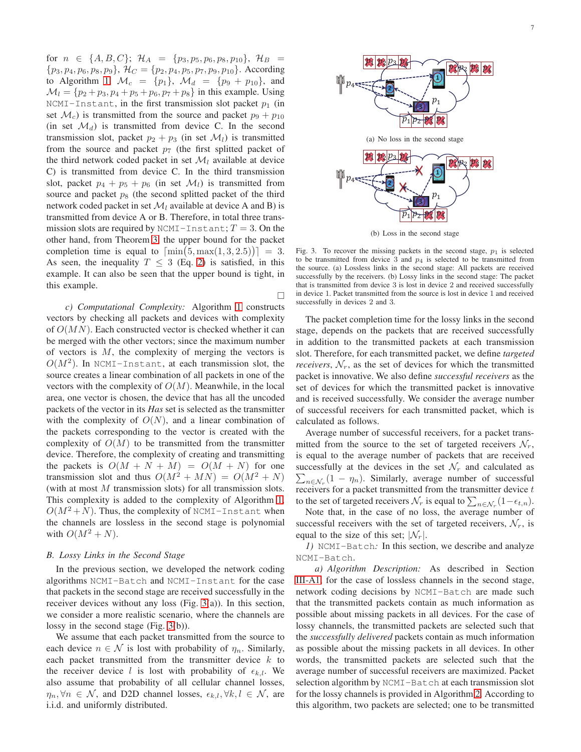for $n \in \{A, B, C\}$; $\mathcal{H}_A = \{p_3, p_5, p_6, p_8, p_{10}\}$, $\mathcal{H}_B = \{p_3, p_4, p_6, p_8, p_9\}$, $\mathcal{H}_C = \{p_2, p_4, p_5, p_7, p_9, p_{10}\}$. According to Algorithm 1, $\mathcal{M}_c = \{p_1\}$, $\mathcal{M}_d = \{p_9 + p_{10}\}$, and $\mathcal{M}_l = \{p_2+p_3, p_4+p_5+p_6, p_7+p_8\}$ in this example. Using `NCMI-Instant`, in the first transmission slot packet $p_1$ (in set $\mathcal{M}_c$) is transmitted from the source and packet $p_9 + p_{10}$ (in set $\mathcal{M}_d$) is transmitted from device C. In the second transmission slot, packet $p_2 + p_3$ (in set $\mathcal{M}_l$) is transmitted from the source and packet $p_7$ (the first splitted packet of the third network coded packet in set $\mathcal{M}_l$ available at device C) is transmitted from device C. In the third transmission slot, packet $p_4 + p_5 + p_6$ (in set $\mathcal{M}_l$) is transmitted from source and packet $p_8$ (the second splitted packet of the third network coded packet in set $\mathcal{M}_l$ available at device A and B) is transmitted from device A or B. Therefore, in total three transmission slots are required by `NCMI-Instant`; $T = 3$. On the other hand, from Theorem 3, the upper bound for the packet completion time is equal to $\lceil\min(5, \max(1, 3, 2.5))\rceil = 3$. As seen, the inequality $T \leq 3$ (Eq. 2) is satisfied, in this example. It can also be seen that the upper bound is tight, in this example. □

*c) Computational Complexity:* Algorithm 1 constructs vectors by checking all packets and devices with complexity of $O(MN)$. Each constructed vector is checked whether it can be merged with the other vectors; since the maximum number of vectors is $M$, the complexity of merging the vectors is $O(M^2)$. In `NCMI-Instant`, at each transmission slot, the source creates a linear combination of all packets in one of the vectors with the complexity of $O(M)$. Meanwhile, in the local area, one vector is chosen, the device that has all the uncoded packets of the vector in its *Has* set is selected as the transmitter with the complexity of $O(N)$, and a linear combination of the packets corresponding to the vector is created with the complexity of $O(M)$ to be transmitted from the transmitter device. Therefore, the complexity of creating and transmitting the packets is $O(M + N + M) = O(M + N)$ for one transmission slot and thus $O(M^2 + MN) = O(M^2 + N)$ (with at most $M$ transmission slots) for all transmission slots. This complexity is added to the complexity of Algorithm 1, $O(M^2 + N)$. Thus, the complexity of `NCMI-Instant` when the channels are lossless in the second stage is polynomial with $O(M^2 + N)$.

### B. Lossy Links in the Second Stage

In the previous section, we developed the network coding algorithms `NCMI-Batch` and `NCMI-Instant` for the case that packets in the second stage are received successfully in the receiver devices without any loss (Fig. 3(a)). In this section, we consider a more realistic scenario, where the channels are lossy in the second stage (Fig. 3(b)).

We assume that each packet transmitted from the source to each device $n \in \mathcal{N}$ is lost with probability of $\eta_n$. Similarly, each packet transmitted from the transmitter device $k$ to the receiver device $l$ is lost with probability of $\epsilon_{k,l}$. We also assume that probability of all cellular channel losses, $\eta_n, \forall n \in \mathcal{N}$, and D2D channel losses, $\epsilon_{k,l}, \forall k, l \in \mathcal{N}$, are i.i.d. and uniformly distributed.

(a) No loss in the second stage

(b) Loss in the second stage

Fig. 3. To recover the missing packets in the second stage, $p_1$ is selected to be transmitted from device 3 and $p_4$ is selected to be transmitted from the source. (a) Lossless links in the second stage: All packets are received successfully by the receivers. (b) Lossy links in the second stage: The packet that is transmitted from device 3 is lost in device 2 and received successfully in device 1. Packet transmitted from the source is lost in device 1 and received successfully in devices 2 and 3.

The packet completion time for the lossy links in the second stage, depends on the packets that are received successfully in addition to the transmitted packets at each transmission slot. Therefore, for each transmitted packet, we define *targeted receivers*, $\mathcal{N}_r$, as the set of devices for which the transmitted packet is innovative. We also define *successful receivers* as the set of devices for which the transmitted packet is innovative and is received successfully. We consider the average number of successful receivers for each transmitted packet, which is calculated as follows.

Average number of successful receivers, for a packet transmitted from the source to the set of targeted receivers $\mathcal{N}_r$, is equal to the average number of packets that are received successfully at the devices in the set $\mathcal{N}_r$ and calculated as $\sum_{n \in \mathcal{N}_r}(1 - \eta_n)$. Similarly, average number of successful receivers for a packet transmitted from the transmitter device $t$ to the set of targeted receivers $\mathcal{N}_r$ is equal to $\sum_{n \in \mathcal{N}_r}(1 - \epsilon_{t,n})$.

Note that, in the case of no loss, the average number of successful receivers with the set of targeted receivers, $\mathcal{N}_r$, is equal to the size of this set; $|\mathcal{N}_r|$.

*1) `NCMI-Batch`:* In this section, we describe and analyze `NCMI-Batch`.

*a) Algorithm Description:* As described in Section III-A1, for the case of lossless channels in the second stage, network coding decisions by `NCMI-Batch` are made such that the transmitted packets contain as much information as possible about missing packets in all devices. For the case of lossy channels, the transmitted packets are selected such that the *successfully delivered* packets contain as much information as possible about the missing packets in all devices. In other words, the transmitted packets are selected such that the average number of successful receivers are maximized. Packet selection algorithm by `NCMI-Batch` at each transmission slot for the lossy channels is provided in Algorithm 2. According to this algorithm, two packets are selected; one to be transmitted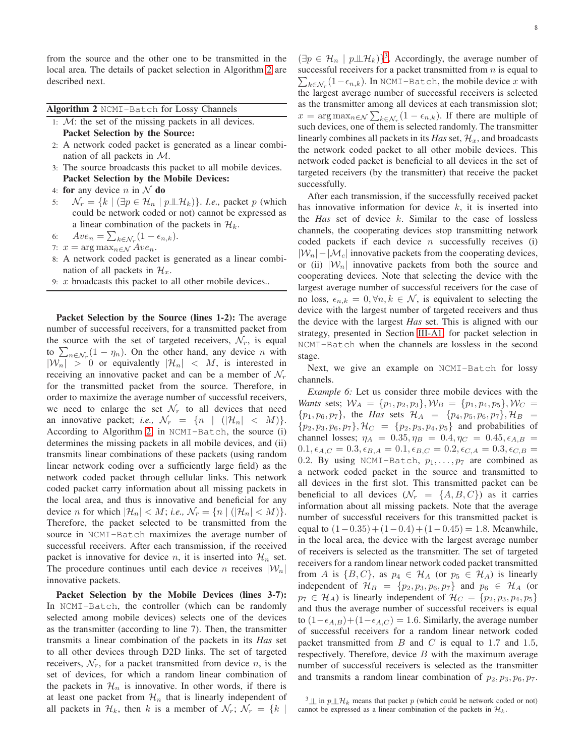from the source and the other one to be transmitted in the local area. The details of packet selection in Algorithm 2 are described next.

**Algorithm 2** `NCMI-Batch` for Lossy Channels

1: $\mathcal{M}$: the set of the missing packets in all devices.
**Packet Selection by the Source:**
2: A network coded packet is generated as a linear combination of all packets in $\mathcal{M}$.
3: The source broadcasts this packet to all mobile devices.
**Packet Selection by the Mobile Devices:**
4: **for** any device $n$ in $\mathcal{N}$ **do**
5: $\quad\mathcal{N}_r = \{k \mid (\exists p \in \mathcal{H}_n \mid p \perp\!\!\!\perp \mathcal{H}_k)\}$. *I.e.,* packet $p$ (which could be network coded or not) cannot be expressed as a linear combination of the packets in $\mathcal{H}_k$.
6: $\quad Ave_n = \sum_{k \in \mathcal{N}_r}(1 - \epsilon_{n,k})$.
7: $x = \arg\max_{n \in \mathcal{N}} Ave_n$.
8: A network coded packet is generated as a linear combination of all packets in $\mathcal{H}_x$.
9: $x$ broadcasts this packet to all other mobile devices..

**Packet Selection by the Source (lines 1-2):** The average number of successful receivers, for a transmitted packet from the source with the set of targeted receivers, $\mathcal{N}_r$, is equal to $\sum_{n \in \mathcal{N}_r}(1 - \eta_n)$. On the other hand, any device $n$ with $|\mathcal{W}_n| > 0$ or equivalently $|\mathcal{H}_n| < M$, is interested in receiving an innovative packet and can be a member of $\mathcal{N}_r$ for the transmitted packet from the source. Therefore, in order to maximize the average number of successful receivers, we need to enlarge the set $\mathcal{N}_r$ to all devices that need an innovative packet; *i.e.,* $\mathcal{N}_r = \{n \mid (|\mathcal{H}_n| < M)\}$. According to Algorithm 2, in `NCMI-Batch`, the source (i) determines the missing packets in all mobile devices, and (ii) transmits linear combinations of these packets (using random linear network coding over a sufficiently large field) as the network coded packet through cellular links. This network coded packet carry information about all missing packets in the local area, and thus is innovative and beneficial for any device $n$ for which $|\mathcal{H}_n| < M$; *i.e.,* $\mathcal{N}_r = \{n \mid (|\mathcal{H}_n| < M)\}$. Therefore, the packet selected to be transmitted from the source in `NCMI-Batch` maximizes the average number of successful receivers. After each transmission, if the received packet is innovative for device $n$, it is inserted into $\mathcal{H}_n$ set. The procedure continues until each device $n$ receives $|\mathcal{W}_n|$ innovative packets.

**Packet Selection by the Mobile Devices (lines 3-7):** In `NCMI-Batch`, the controller (which can be randomly selected among mobile devices) selects one of the devices as the transmitter (according to line 7). Then, the transmitter transmits a linear combination of the packets in its *Has* set to all other devices through D2D links. The set of targeted receivers, $\mathcal{N}_r$, for a packet transmitted from device $n$, is the set of devices, for which a random linear combination of the packets in $\mathcal{H}_n$ is innovative. In other words, if there is at least one packet from $\mathcal{H}_n$ that is linearly independent of all packets in $\mathcal{H}_k$, then $k$ is a member of $\mathcal{N}_r$; $\mathcal{N}_r = \{k \mid (\exists p \in \mathcal{H}_n \mid p \perp\!\!\!\perp \mathcal{H}_k)\}$[3]. Accordingly, the average number of successful receivers for a packet transmitted from $n$ is equal to $\sum_{k \in \mathcal{N}_r}(1 - \epsilon_{n,k})$. In `NCMI-Batch`, the mobile device $x$ with the largest average number of successful receivers is selected as the transmitter among all devices at each transmission slot; $x = \arg\max_{n \in \mathcal{N}} \sum_{k \in \mathcal{N}_r}(1 - \epsilon_{n,k})$. If there are multiple of such devices, one of them is selected randomly. The transmitter linearly combines all packets in its *Has* set, $\mathcal{H}_x$, and broadcasts the network coded packet to all other mobile devices. This network coded packet is beneficial to all devices in the set of targeted receivers (by the transmitter) that receive the packet successfully.

After each transmission, if the successfully received packet has innovative information for device $k$, it is inserted into the *Has* set of device $k$. Similar to the case of lossless channels, the cooperating devices stop transmitting network coded packets if each device $n$ successfully receives (i) $|\mathcal{W}_n| - |\mathcal{M}_c|$ innovative packets from the cooperating devices, or (ii) $|\mathcal{W}_n|$ innovative packets from both the source and cooperating devices. Note that selecting the device with the largest average number of successful receivers for the case of no loss, $\epsilon_{n,k} = 0, \forall n, k \in \mathcal{N}$, is equivalent to selecting the device with the largest number of targeted receivers and thus the device with the largest *Has* set. This is aligned with our strategy, presented in Section III-A1, for packet selection in `NCMI-Batch` when the channels are lossless in the second stage.

Next, we give an example on `NCMI-Batch` for lossy channels.

*Example 6:* Let us consider three mobile devices with the *Wants* sets; $\mathcal{W}_A = \{p_1, p_2, p_3\}, \mathcal{W}_B = \{p_1, p_4, p_5\}, \mathcal{W}_C = \{p_1, p_6, p_7\}$, the *Has* sets $\mathcal{H}_A = \{p_4, p_5, p_6, p_7\}, \mathcal{H}_B = \{p_2, p_3, p_6, p_7\}, \mathcal{H}_C = \{p_2, p_3, p_4, p_5\}$ and probabilities of channel losses; $\eta_A = 0.35, \eta_B = 0.4, \eta_C = 0.45, \epsilon_{A,B} = 0.1, \epsilon_{A,C} = 0.3, \epsilon_{B,A} = 0.1, \epsilon_{B,C} = 0.2, \epsilon_{C,A} = 0.3, \epsilon_{C,B} = 0.2$. By using `NCMI-Batch`, $p_1, \ldots, p_7$ are combined as a network coded packet in the source and transmitted to all devices in the first slot. This transmitted packet can be beneficial to all devices ($\mathcal{N}_r = \{A, B, C\}$) as it carries information about all missing packets. Note that the average number of successful receivers for this transmitted packet is equal to $(1-0.35)+(1-0.4)+(1-0.45) = 1.8$. Meanwhile, in the local area, the device with the largest average number of receivers is selected as the transmitter. The set of targeted receivers for a random linear network coded packet transmitted from $A$ is $\{B, C\}$, as $p_4 \in \mathcal{H}_A$ (or $p_5 \in \mathcal{H}_A$) is linearly independent of $\mathcal{H}_B = \{p_2, p_3, p_6, p_7\}$ and $p_6 \in \mathcal{H}_A$ (or $p_7 \in \mathcal{H}_A$) is linearly independent of $\mathcal{H}_C = \{p_2, p_3, p_4, p_5\}$ and thus the average number of successful receivers is equal to $(1-\epsilon_{A,B})+(1-\epsilon_{A,C}) = 1.6$. Similarly, the average number of successful receivers for a random linear network coded packet transmitted from $B$ and $C$ is equal to 1.7 and 1.5, respectively. Therefore, device $B$ with the maximum average number of successful receivers is selected as the transmitter and transmits a random linear combination of $p_2, p_3, p_6, p_7$.

[3] $\perp\!\!\!\perp$ in $p \perp\!\!\!\perp \mathcal{H}_k$ means that packet $p$ (which could be network coded or not) cannot be expressed as a linear combination of the packets in $\mathcal{H}_k$.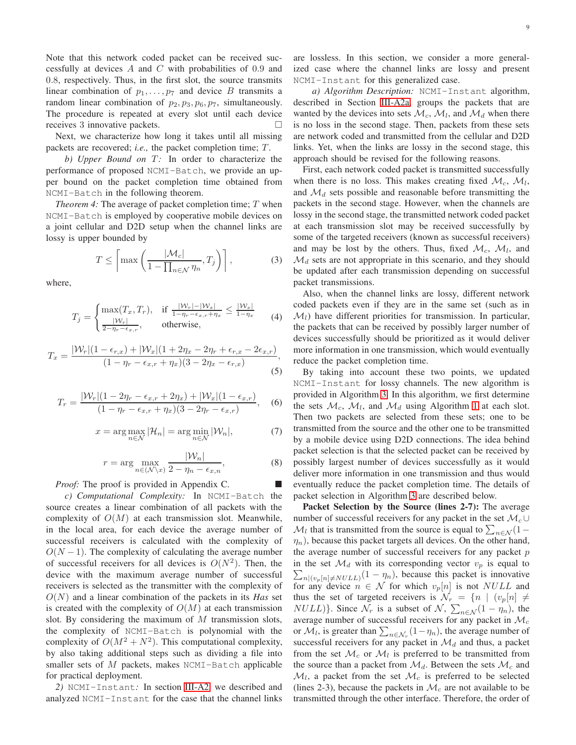Note that this network coded packet can be received successfully at devices $A$ and $C$ with probabilities of $0.9$ and $0.8$, respectively. Thus, in the first slot, the source transmits linear combination of $p_1, \ldots, p_7$ and device $B$ transmits a random linear combination of $p_2, p_3, p_6, p_7$, simultaneously. The procedure is repeated at every slot until each device receives 3 innovative packets. □

Next, we characterize how long it takes until all missing packets are recovered; *i.e.,* the packet completion time; $T$.

*b) Upper Bound on $T$:* In order to characterize the performance of proposed `NCMI-Batch`, we provide an upper bound on the packet completion time obtained from `NCMI-Batch` in the following theorem.

*Theorem 4:* The average of packet completion time; $T$ when `NCMI-Batch` is employed by cooperative mobile devices on a joint cellular and D2D setup when the channel links are lossy is upper bounded by

$$T \leq \left\lceil \max\left(\frac{|\mathcal{M}_c|}{1-\prod_{n\in\mathcal{N}}\eta_n}, T_j\right)\right\rceil, \tag{3}$$

where,

$$T_j = \begin{cases} \max(T_x, T_r), & \text{if } \frac{|\mathcal{W}_r|-|\mathcal{W}_x|}{1-\eta_r-\epsilon_{x,r}+\eta_x} \leq \frac{|\mathcal{W}_x|}{1-\eta_x} \\ \frac{|\mathcal{W}_r|}{2-\eta_r-\epsilon_{x,r}}, & \text{otherwise,} \end{cases} \tag{4}$$

$$T_x = \frac{|\mathcal{W}_r|(1-\epsilon_{r,x}) + |\mathcal{W}_x|(1+2\eta_x-2\eta_r+\epsilon_{r,x}-2\epsilon_{x,r})}{(1-\eta_r-\epsilon_{x,r}+\eta_x)(3-2\eta_x-\epsilon_{r,x})}, \tag{5}$$

$$T_r = \frac{|\mathcal{W}_r|(1-2\eta_r-\epsilon_{x,r}+2\eta_x) + |\mathcal{W}_x|(1-\epsilon_{x,r})}{(1-\eta_r-\epsilon_{x,r}+\eta_x)(3-2\eta_r-\epsilon_{x,r})}, \tag{6}$$

$$x = \arg\max_{n\in\mathcal{N}} |\mathcal{H}_n| = \arg\min_{n\in\mathcal{N}} |\mathcal{W}_n|, \tag{7}$$

$$r = \arg\max_{n\in(\mathcal{N}\setminus x)} \frac{|\mathcal{W}_n|}{2-\eta_n-\epsilon_{x,n}}, \tag{8}$$

*Proof:* The proof is provided in Appendix C. ■

*c) Computational Complexity:* In `NCMI-Batch` the source creates a linear combination of all packets with the complexity of $O(M)$ at each transmission slot. Meanwhile, in the local area, for each device the average number of successful receivers is calculated with the complexity of $O(N-1)$. The complexity of calculating the average number of successful receivers for all devices is $O(N^2)$. Then, the device with the maximum average number of successful receivers is selected as the transmitter with the complexity of $O(N)$ and a linear combination of the packets in its *Has* set is created with the complexity of $O(M)$ at each transmission slot. By considering the maximum of $M$ transmission slots, the complexity of `NCMI-Batch` is polynomial with the complexity of $O(M^2+N^2)$. This computational complexity, by also taking additional steps such as dividing a file into smaller sets of $M$ packets, makes `NCMI-Batch` applicable for practical deployment.

*2) `NCMI-Instant`:* In section III-A2, we described and analyzed `NCMI-Instant` for the case that the channel links are lossless. In this section, we consider a more generalized case where the channel links are lossy and present `NCMI-Instant` for this generalized case.

*a) Algorithm Description:* `NCMI-Instant` algorithm, described in Section III-A2a, groups the packets that are wanted by the devices into sets $\mathcal{M}_c$, $\mathcal{M}_l$, and $\mathcal{M}_d$ when there is no loss in the second stage. Then, packets from these sets are network coded and transmitted from the cellular and D2D links. Yet, when the links are lossy in the second stage, this approach should be revised for the following reasons.

First, each network coded packet is transmitted successfully when there is no loss. This makes creating fixed $\mathcal{M}_c$, $\mathcal{M}_l$, and $\mathcal{M}_d$ sets possible and reasonable before transmitting the packets in the second stage. However, when the channels are lossy in the second stage, the transmitted network coded packet at each transmission slot may be received successfully by some of the targeted receivers (known as successful receivers) and may be lost by the others. Thus, fixed $\mathcal{M}_c$, $\mathcal{M}_l$, and $\mathcal{M}_d$ sets are not appropriate in this scenario, and they should be updated after each transmission depending on successful packet transmissions.

Also, when the channel links are lossy, different network coded packets even if they are in the same set (such as in $\mathcal{M}_l$) have different priorities for transmission. In particular, the packets that can be received by possibly larger number of devices successfully should be prioritized as it would deliver more information in one transmission, which would eventually reduce the packet completion time.

By taking into account these two points, we updated `NCMI-Instant` for lossy channels. The new algorithm is provided in Algorithm 3. In this algorithm, we first determine the sets $\mathcal{M}_c$, $\mathcal{M}_l$, and $\mathcal{M}_d$ using Algorithm 1 at each slot. Then two packets are selected from these sets; one to be transmitted from the source and the other one to be transmitted by a mobile device using D2D connections. The idea behind packet selection is that the selected packet can be received by possibly largest number of devices successfully as it would deliver more information in one transmission and thus would eventually reduce the packet completion time. The details of packet selection in Algorithm 3 are described below.

**Packet Selection by the Source (lines 2-7):** The average number of successful receivers for any packet in the set $\mathcal{M}_c \cup \mathcal{M}_l$ that is transmitted from the source is equal to $\sum_{n\in\mathcal{N}}(1-\eta_n)$, because this packet targets all devices. On the other hand, the average number of successful receivers for any packet $p$ in the set $\mathcal{M}_d$ with its corresponding vector $v_p$ is equal to $\sum_{n|(v_p[n]\neq NULL)}(1-\eta_n)$, because this packet is innovative for any device $n \in \mathcal{N}$ for which $v_p[n]$ is not $NULL$ and thus the set of targeted receivers is $\mathcal{N}_r = \{n \mid (v_p[n] \neq NULL)\}$. Since $\mathcal{N}_r$ is a subset of $\mathcal{N}$, $\sum_{n\in\mathcal{N}}(1-\eta_n)$, the average number of successful receivers for any packet in $\mathcal{M}_c$ or $\mathcal{M}_l$, is greater than $\sum_{n\in\mathcal{N}_r}(1-\eta_n)$, the average number of successful receivers for any packet in $\mathcal{M}_d$ and thus, a packet from the set $\mathcal{M}_c$ or $\mathcal{M}_l$ is preferred to be transmitted from the source than a packet from $\mathcal{M}_d$. Between the sets $\mathcal{M}_c$ and $\mathcal{M}_l$, a packet from the set $\mathcal{M}_c$ is preferred to be selected (lines 2-3), because the packets in $\mathcal{M}_c$ are not available to be transmitted through the other interface. Therefore, the order of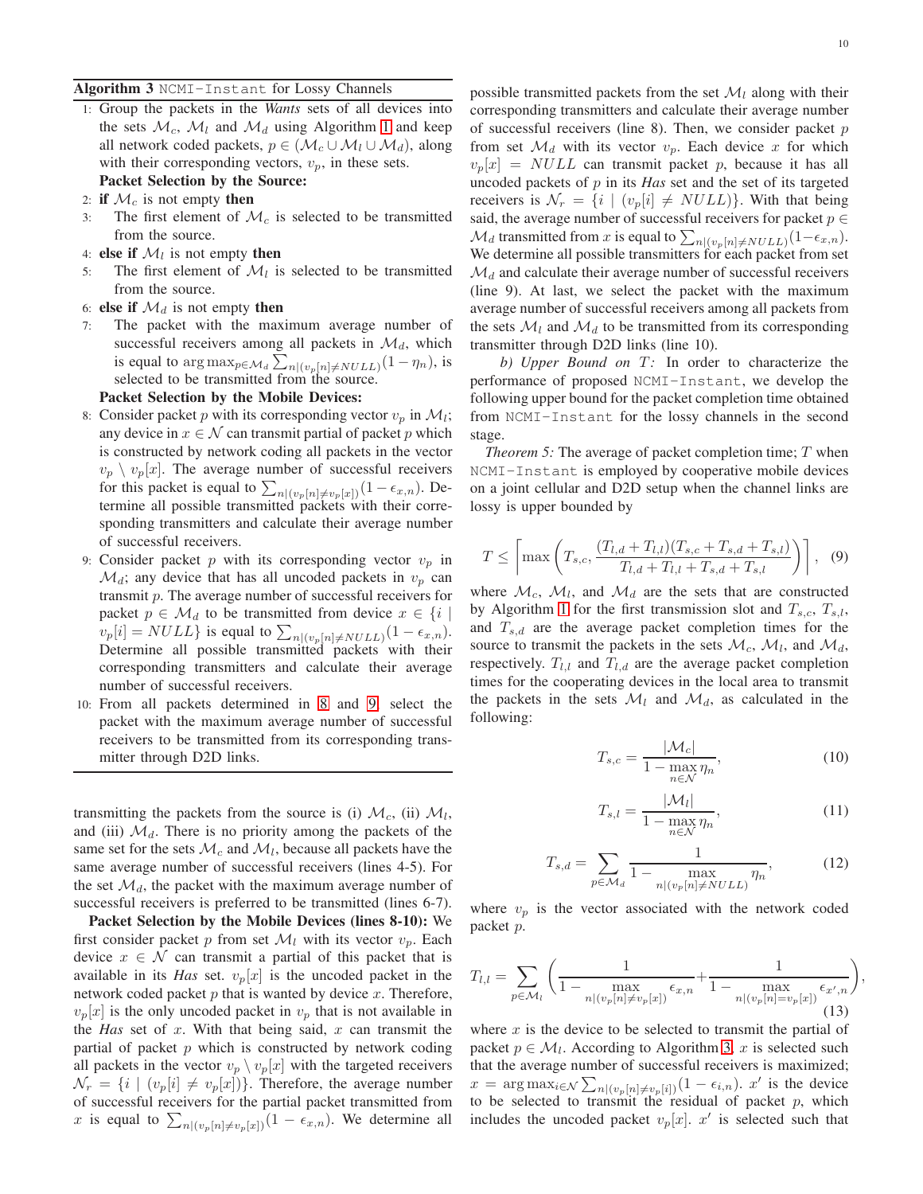**Algorithm 3** `NCMI-Instant` for Lossy Channels

1: Group the packets in the *Wants* sets of all devices into the sets $\mathcal{M}_c$, $\mathcal{M}_l$ and $\mathcal{M}_d$ using Algorithm 1 and keep all network coded packets, $p \in (\mathcal{M}_c \cup \mathcal{M}_l \cup \mathcal{M}_d)$, along with their corresponding vectors, $v_p$, in these sets.

**Packet Selection by the Source:**

2: **if** $\mathcal{M}_c$ is not empty **then**

3: The first element of $\mathcal{M}_c$ is selected to be transmitted from the source.

4: **else if** $\mathcal{M}_l$ is not empty **then**

5: The first element of $\mathcal{M}_l$ is selected to be transmitted from the source.

6: **else if** $\mathcal{M}_d$ is not empty **then**

7: The packet with the maximum average number of successful receivers among all packets in $\mathcal{M}_d$, which is equal to $\arg\max_{p\in\mathcal{M}_d}\sum_{n|(v_p[n]\neq NULL)}(1-\eta_n)$, is selected to be transmitted from the source.

**Packet Selection by the Mobile Devices:**

8: Consider packet $p$ with its corresponding vector $v_p$ in $\mathcal{M}_l$; any device in $x \in \mathcal{N}$ can transmit partial of packet $p$ which is constructed by network coding all packets in the vector $v_p \setminus v_p[x]$. The average number of successful receivers for this packet is equal to $\sum_{n|(v_p[n]\neq v_p[x])}(1-\epsilon_{x,n})$. Determine all possible transmitted packets with their corresponding transmitters and calculate their average number of successful receivers.

9: Consider packet $p$ with its corresponding vector $v_p$ in $\mathcal{M}_d$; any device that has all uncoded packets in $v_p$ can transmit $p$. The average number of successful receivers for packet $p \in \mathcal{M}_d$ to be transmitted from device $x \in \{i \mid v_p[i] = NULL\}$ is equal to $\sum_{n|(v_p[n]\neq NULL)}(1-\epsilon_{x,n})$. Determine all possible transmitted packets with their corresponding transmitters and calculate their average number of successful receivers.

10: From all packets determined in 8 and 9, select the packet with the maximum average number of successful receivers to be transmitted from its corresponding transmitter through D2D links.

transmitting the packets from the source is (i) $\mathcal{M}_c$, (ii) $\mathcal{M}_l$, and (iii) $\mathcal{M}_d$. There is no priority among the packets of the same set for the sets $\mathcal{M}_c$ and $\mathcal{M}_l$, because all packets have the same average number of successful receivers (lines 4-5). For the set $\mathcal{M}_d$, the packet with the maximum average number of successful receivers is preferred to be transmitted (lines 6-7).

**Packet Selection by the Mobile Devices (lines 8-10):** We first consider packet $p$ from set $\mathcal{M}_l$ with its vector $v_p$. Each device $x \in \mathcal{N}$ can transmit a partial of this packet that is available in its *Has* set. $v_p[x]$ is the uncoded packet in the network coded packet $p$ that is wanted by device $x$. Therefore, $v_p[x]$ is the only uncoded packet in $v_p$ that is not available in the *Has* set of $x$. With that being said, $x$ can transmit the partial of packet $p$ which is constructed by network coding all packets in the vector $v_p \setminus v_p[x]$ with the targeted receivers $\mathcal{N}_r = \{i \mid (v_p[i] \neq v_p[x])\}$. Therefore, the average number of successful receivers for the partial packet transmitted from $x$ is equal to $\sum_{n|(v_p[n]\neq v_p[x])}(1-\epsilon_{x,n})$. We determine all possible transmitted packets from the set $\mathcal{M}_l$ along with their corresponding transmitters and calculate their average number of successful receivers (line 8). Then, we consider packet $p$ from set $\mathcal{M}_d$ with its vector $v_p$. Each device $x$ for which $v_p[x] = NULL$ can transmit packet $p$, because it has all uncoded packets of $p$ in its *Has* set and the set of its targeted receivers is $\mathcal{N}_r = \{i \mid (v_p[i] \neq NULL)\}$. With that being said, the average number of successful receivers for packet $p \in \mathcal{M}_d$ transmitted from $x$ is equal to $\sum_{n|(v_p[n]\neq NULL)}(1-\epsilon_{x,n})$. We determine all possible transmitters for each packet from set $\mathcal{M}_d$ and calculate their average number of successful receivers (line 9). At last, we select the packet with the maximum average number of successful receivers among all packets from the sets $\mathcal{M}_l$ and $\mathcal{M}_d$ to be transmitted from its corresponding transmitter through D2D links (line 10).

*b) Upper Bound on $T$:* In order to characterize the performance of proposed `NCMI-Instant`, we develop the following upper bound for the packet completion time obtained from `NCMI-Instant` for the lossy channels in the second stage.

*Theorem 5:* The average of packet completion time; $T$ when `NCMI-Instant` is employed by cooperative mobile devices on a joint cellular and D2D setup when the channel links are lossy is upper bounded by

$$T \leq \left\lceil \max\left(T_{s,c}, \frac{(T_{l,d}+T_{l,l})(T_{s,c}+T_{s,d}+T_{s,l})}{T_{l,d}+T_{l,l}+T_{s,d}+T_{s,l}}\right)\right\rceil, \quad (9)$$

where $\mathcal{M}_c$, $\mathcal{M}_l$, and $\mathcal{M}_d$ are the sets that are constructed by Algorithm 1 for the first transmission slot and $T_{s,c}$, $T_{s,l}$, and $T_{s,d}$ are the average packet completion times for the source to transmit the packets in the sets $\mathcal{M}_c$, $\mathcal{M}_l$, and $\mathcal{M}_d$, respectively. $T_{l,l}$ and $T_{l,d}$ are the average packet completion times for the cooperating devices in the local area to transmit the packets in the sets $\mathcal{M}_l$ and $\mathcal{M}_d$, as calculated in the following:

$$T_{s,c} = \frac{|\mathcal{M}_c|}{1-\max\limits_{n\in\mathcal{N}}\eta_n}, \quad (10)$$

$$T_{s,l} = \frac{|\mathcal{M}_l|}{1-\max\limits_{n\in\mathcal{N}}\eta_n}, \quad (11)$$

$$T_{s,d} = \sum_{p\in\mathcal{M}_d}\frac{1}{1-\max\limits_{n|(v_p[n]\neq NULL)}\eta_n}, \quad (12)$$

where $v_p$ is the vector associated with the network coded packet $p$.

$$T_{l,l} = \sum_{p\in\mathcal{M}_l}\left(\frac{1}{1-\max\limits_{n|(v_p[n]\neq v_p[x])}\epsilon_{x,n}}+\frac{1}{1-\max\limits_{n|(v_p[n]=v_p[x])}\epsilon_{x',n}}\right), \quad (13)$$

where $x$ is the device to be selected to transmit the partial of packet $p \in \mathcal{M}_l$. According to Algorithm 3, $x$ is selected such that the average number of successful receivers is maximized; $x = \arg\max_{i\in\mathcal{N}}\sum_{n|(v_p[n]\neq v_p[i])}(1-\epsilon_{i,n})$. $x'$ is the device to be selected to transmit the residual of packet $p$, which includes the uncoded packet $v_p[x]$. $x'$ is selected such that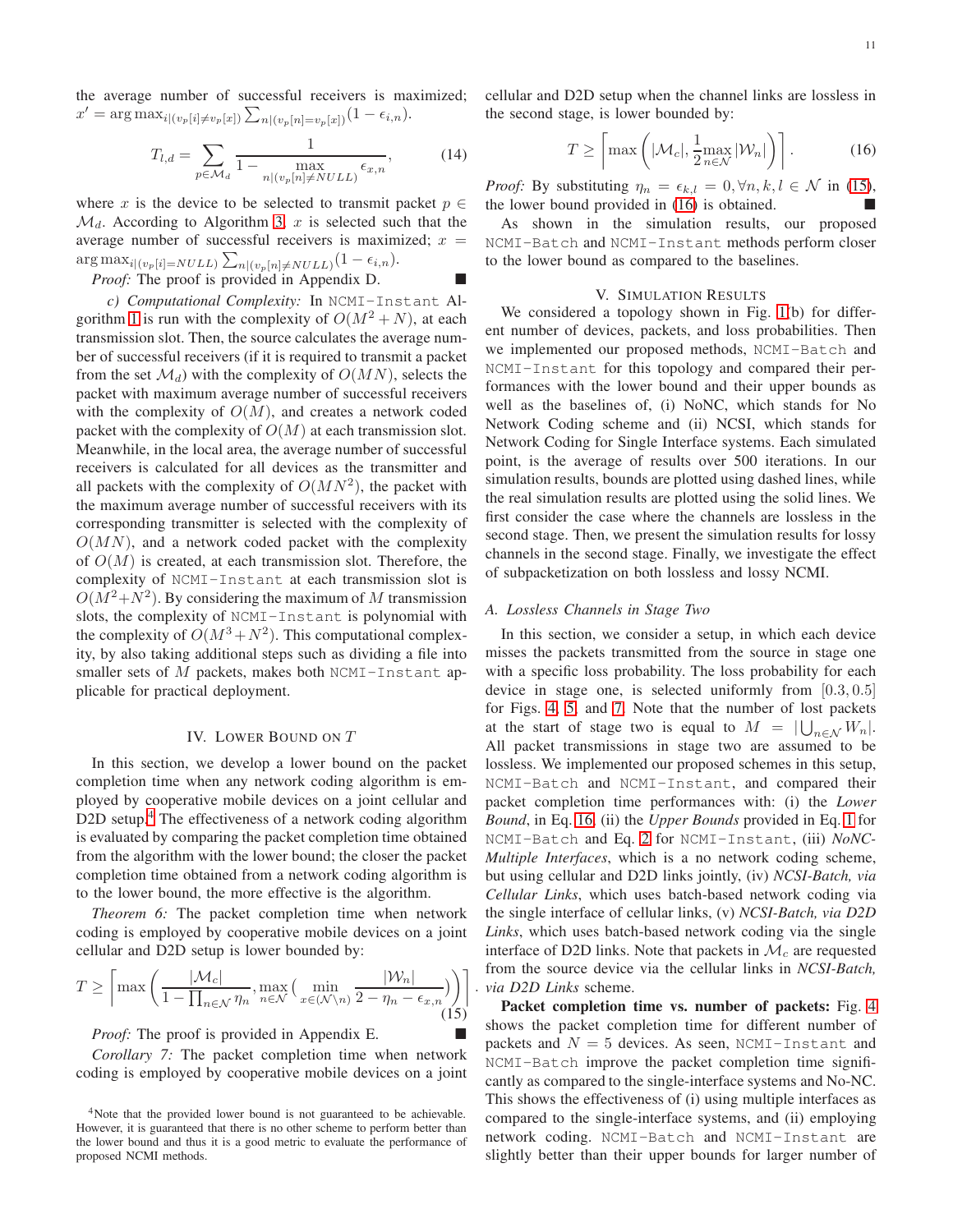the average number of successful receivers is maximized; $x' = \arg\max_{i|(v_p[i]\neq v_p[x])} \sum_{n|(v_p[n]=v_p[x])}(1-\epsilon_{i,n})$.

$$T_{l,d} = \sum_{p\in\mathcal{M}_d} \frac{1}{1-\max\limits_{n|(v_p[n]\neq NULL)} \epsilon_{x,n}}, \tag{14}$$

where $x$ is the device to be selected to transmit packet $p \in \mathcal{M}_d$. According to Algorithm 3, $x$ is selected such that the average number of successful receivers is maximized; $x = \arg\max_{i|(v_p[i]=NULL)} \sum_{n|(v_p[n]\neq NULL)}(1-\epsilon_{i,n})$.

*Proof:* The proof is provided in Appendix D. ■

*c) Computational Complexity:* In `NCMI-Instant` Algorithm 1 is run with the complexity of $O(M^2+N)$, at each transmission slot. Then, the source calculates the average number of successful receivers (if it is required to transmit a packet from the set $\mathcal{M}_d$) with the complexity of $O(MN)$, selects the packet with maximum average number of successful receivers with the complexity of $O(M)$, and creates a network coded packet with the complexity of $O(M)$ at each transmission slot. Meanwhile, in the local area, the average number of successful receivers is calculated for all devices as the transmitter and all packets with the complexity of $O(MN^2)$, the packet with the maximum average number of successful receivers with its corresponding transmitter is selected with the complexity of $O(MN)$, and a network coded packet with the complexity of $O(M)$ is created, at each transmission slot. Therefore, the complexity of `NCMI-Instant` at each transmission slot is $O(M^2+N^2)$. By considering the maximum of $M$ transmission slots, the complexity of `NCMI-Instant` is polynomial with the complexity of $O(M^3+N^2)$. This computational complexity, by also taking additional steps such as dividing a file into smaller sets of $M$ packets, makes both `NCMI-Instant` applicable for practical deployment.

## IV. Lower Bound on $T$

In this section, we develop a lower bound on the packet completion time when any network coding algorithm is employed by cooperative mobile devices on a joint cellular and D2D setup.[4] The effectiveness of a network coding algorithm is evaluated by comparing the packet completion time obtained from the algorithm with the lower bound; the closer the packet completion time obtained from a network coding algorithm is to the lower bound, the more effective is the algorithm.

*Theorem 6:* The packet completion time when network coding is employed by cooperative mobile devices on a joint cellular and D2D setup is lower bounded by:

$$T \geq \left\lceil \max\left(\frac{|\mathcal{M}_c|}{1-\prod_{n\in\mathcal{N}}\eta_n}, \max_{n\in\mathcal{N}}\Big(\min_{x\in(\mathcal{N}\backslash n)} \frac{|\mathcal{W}_n|}{2-\eta_n-\epsilon_{x,n}}\Big)\right)\right\rceil. \tag{15}$$

*Proof:* The proof is provided in Appendix E. ■

*Corollary 7:* The packet completion time when network coding is employed by cooperative mobile devices on a joint cellular and D2D setup when the channel links are lossless in the second stage, is lower bounded by:

$$T \geq \left\lceil \max\left(|\mathcal{M}_c|, \frac{1}{2}\max_{n\in\mathcal{N}}|\mathcal{W}_n|\right)\right\rceil. \tag{16}$$

*Proof:* By substituting $\eta_n = \epsilon_{k,l} = 0, \forall n,k,l \in \mathcal{N}$ in (15), the lower bound provided in (16) is obtained. ■

As shown in the simulation results, our proposed `NCMI-Batch` and `NCMI-Instant` methods perform closer to the lower bound as compared to the baselines.

[4]Note that the provided lower bound is not guaranteed to be achievable. However, it is guaranteed that there is no other scheme to perform better than the lower bound and thus it is a good metric to evaluate the performance of proposed NCMI methods.

## V. Simulation Results

We considered a topology shown in Fig. 1(b) for different number of devices, packets, and loss probabilities. Then we implemented our proposed methods, `NCMI-Batch` and `NCMI-Instant` for this topology and compared their performances with the lower bound and their upper bounds as well as the baselines of, (i) NoNC, which stands for No Network Coding scheme and (ii) NCSI, which stands for Network Coding for Single Interface systems. Each simulated point, is the average of results over 500 iterations. In our simulation results, bounds are plotted using dashed lines, while the real simulation results are plotted using the solid lines. We first consider the case where the channels are lossless in the second stage. Then, we present the simulation results for lossy channels in the second stage. Finally, we investigate the effect of subpacketization on both lossless and lossy NCMI.

### A. Lossless Channels in Stage Two

In this section, we consider a setup, in which each device misses the packets transmitted from the source in stage one with a specific loss probability. The loss probability for each device in stage one, is selected uniformly from $[0.3, 0.5]$ for Figs. 4, 5, and 7. Note that the number of lost packets at the start of stage two is equal to $M = |\bigcup_{n\in\mathcal{N}} W_n|$. All packet transmissions in stage two are assumed to be lossless. We implemented our proposed schemes in this setup, `NCMI-Batch` and `NCMI-Instant`, and compared their packet completion time performances with: (i) the *Lower Bound*, in Eq. 16, (ii) the *Upper Bounds* provided in Eq. 1 for `NCMI-Batch` and Eq. 2 for `NCMI-Instant`, (iii) *NoNC-Multiple Interfaces*, which is a no network coding scheme, but using cellular and D2D links jointly, (iv) *NCSI-Batch, via Cellular Links*, which uses batch-based network coding via the single interface of cellular links, (v) *NCSI-Batch, via D2D Links*, which uses batch-based network coding via the single interface of D2D links. Note that packets in $\mathcal{M}_c$ are requested from the source device via the cellular links in *NCSI-Batch, via D2D Links* scheme.

**Packet completion time vs. number of packets:** Fig. 4 shows the packet completion time for different number of packets and $N = 5$ devices. As seen, `NCMI-Instant` and `NCMI-Batch` improve the packet completion time significantly as compared to the single-interface systems and No-NC. This shows the effectiveness of (i) using multiple interfaces as compared to the single-interface systems, and (ii) employing network coding. `NCMI-Batch` and `NCMI-Instant` are slightly better than their upper bounds for larger number of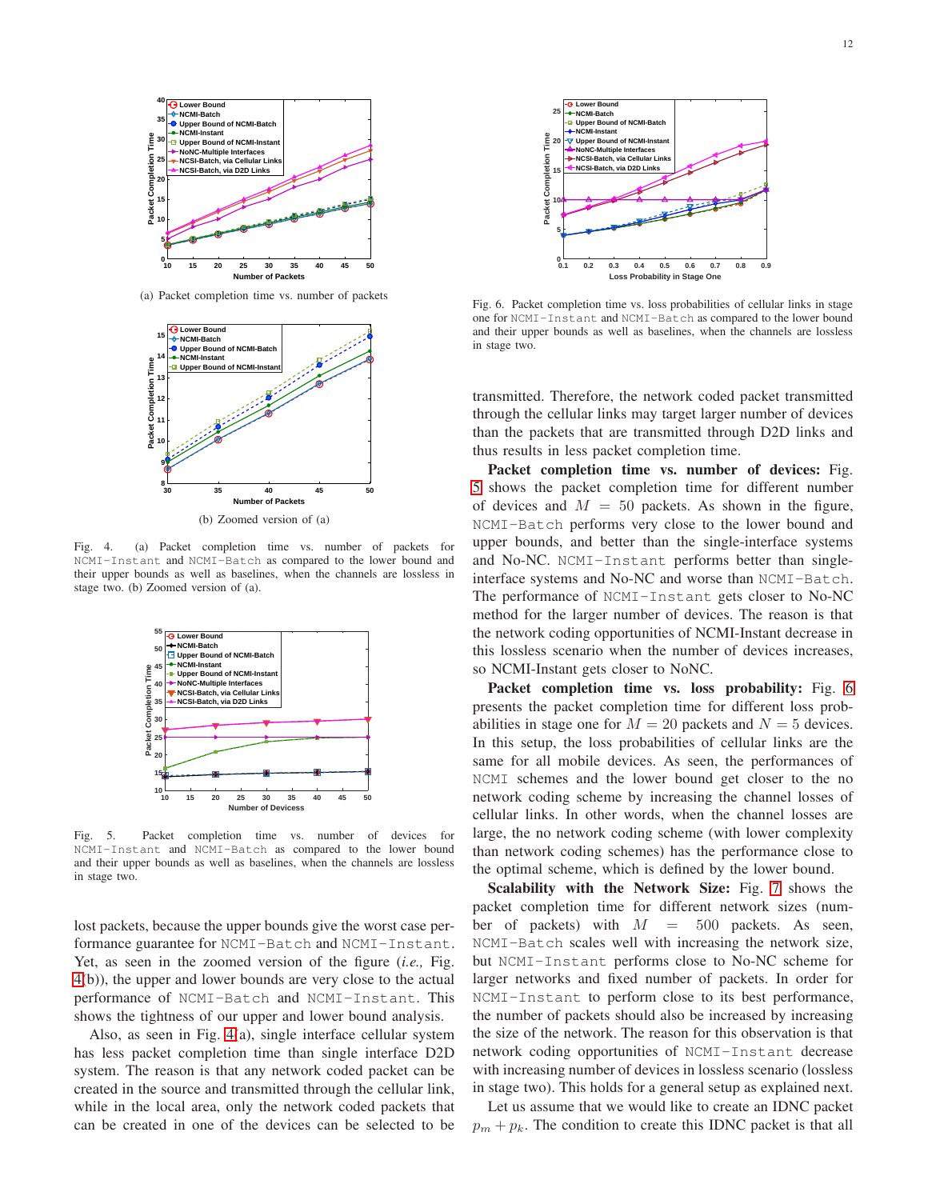(a) Packet completion time vs. number of packets

(b) Zoomed version of (a)

Fig. 4. (a) Packet completion time vs. number of packets for NCMI-Instant and NCMI-Batch as compared to the lower bound and their upper bounds as well as baselines, when the channels are lossless in stage two. (b) Zoomed version of (a).

Fig. 5. Packet completion time vs. number of devices for NCMI-Instant and NCMI-Batch as compared to the lower bound and their upper bounds as well as baselines, when the channels are lossless in stage two.

lost packets, because the upper bounds give the worst case performance guarantee for NCMI-Batch and NCMI-Instant. Yet, as seen in the zoomed version of the figure (*i.e.,* Fig. 4(b)), the upper and lower bounds are very close to the actual performance of NCMI-Batch and NCMI-Instant. This shows the tightness of our upper and lower bound analysis.

Also, as seen in Fig. 4(a), single interface cellular system has less packet completion time than single interface D2D system. The reason is that any network coded packet can be created in the source and transmitted through the cellular link, while in the local area, only the network coded packets that can be created in one of the devices can be selected to be transmitted. Therefore, the network coded packet transmitted through the cellular links may target larger number of devices than the packets that are transmitted through D2D links and thus results in less packet completion time.

Fig. 6. Packet completion time vs. loss probabilities of cellular links in stage one for NCMI-Instant and NCMI-Batch as compared to the lower bound and their upper bounds as well as baselines, when the channels are lossless in stage two.

**Packet completion time vs. number of devices:** Fig. 5 shows the packet completion time for different number of devices and $M = 50$ packets. As shown in the figure, NCMI-Batch performs very close to the lower bound and upper bounds, and better than the single-interface systems and No-NC. NCMI-Instant performs better than single-interface systems and No-NC and worse than NCMI-Batch. The performance of NCMI-Instant gets closer to No-NC method for the larger number of devices. The reason is that the network coding opportunities of NCMI-Instant decrease in this lossless scenario when the number of devices increases, so NCMI-Instant gets closer to NoNC.

**Packet completion time vs. loss probability:** Fig. 6 presents the packet completion time for different loss probabilities in stage one for $M = 20$ packets and $N = 5$ devices. In this setup, the loss probabilities of cellular links are the same for all mobile devices. As seen, the performances of NCMI schemes and the lower bound get closer to the no network coding scheme by increasing the channel losses of cellular links. In other words, when the channel losses are large, the no network coding scheme (with lower complexity than network coding schemes) has the performance close to the optimal scheme, which is defined by the lower bound.

**Scalability with the Network Size:** Fig. 7 shows the packet completion time for different network sizes (number of packets) with $M = 500$ packets. As seen, NCMI-Batch scales well with increasing the network size, but NCMI-Instant performs close to No-NC scheme for larger networks and fixed number of packets. In order for NCMI-Instant to perform close to its best performance, the number of packets should also be increased by increasing the size of the network. The reason for this observation is that network coding opportunities of NCMI-Instant decrease with increasing number of devices in lossless scenario (lossless in stage two). This holds for a general setup as explained next.

Let us assume that we would like to create an IDNC packet $p_m + p_k$. The condition to create this IDNC packet is that all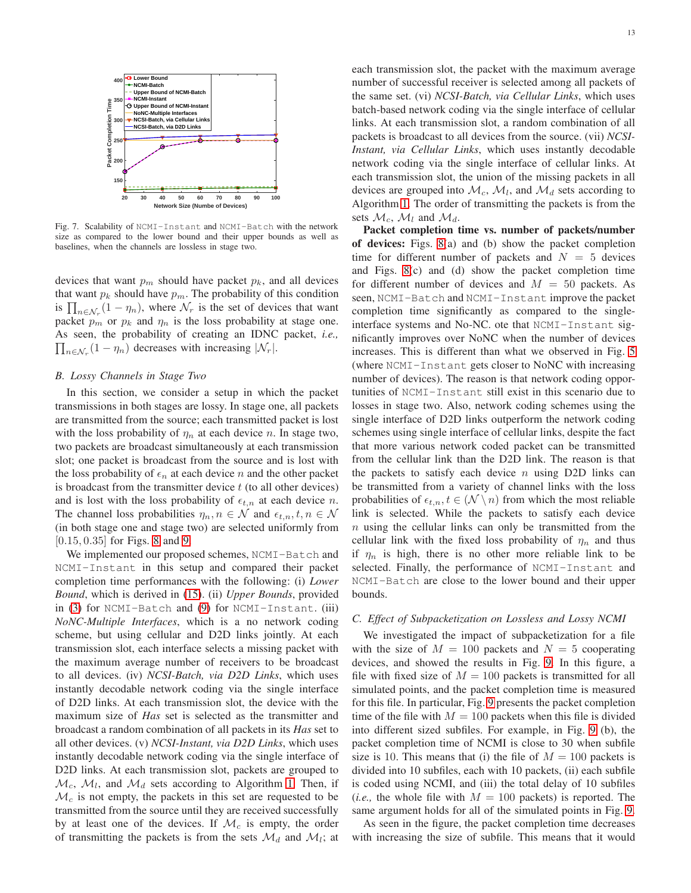Fig. 7. Scalability of NCMI-Instant and NCMI-Batch with the network size as compared to the lower bound and their upper bounds as well as baselines, when the channels are lossless in stage two.

devices that want $p_m$ should have packet $p_k$, and all devices that want $p_k$ should have $p_m$. The probability of this condition is $\prod_{n \in \mathcal{N}_r}(1-\eta_n)$, where $\mathcal{N}_r$ is the set of devices that want packet $p_m$ or $p_k$ and $\eta_n$ is the loss probability at stage one. As seen, the probability of creating an IDNC packet, *i.e.,* $\prod_{n \in \mathcal{N}_r}(1-\eta_n)$ decreases with increasing $|\mathcal{N}_r|$.

### B. Lossy Channels in Stage Two

In this section, we consider a setup in which the packet transmissions in both stages are lossy. In stage one, all packets are transmitted from the source; each transmitted packet is lost with the loss probability of $\eta_n$ at each device $n$. In stage two, two packets are broadcast simultaneously at each transmission slot; one packet is broadcast from the source and is lost with the loss probability of $\epsilon_n$ at each device $n$ and the other packet is broadcast from the transmitter device $t$ (to all other devices) and is lost with the loss probability of $\epsilon_{t,n}$ at each device $n$. The channel loss probabilities $\eta_n, n \in \mathcal{N}$ and $\epsilon_{t,n}, t, n \in \mathcal{N}$ (in both stage one and stage two) are selected uniformly from $[0.15, 0.35]$ for Figs. 8 and 9.

We implemented our proposed schemes, NCMI-Batch and NCMI-Instant in this setup and compared their packet completion time performances with the following: (i) *Lower Bound*, which is derived in (15). (ii) *Upper Bounds*, provided in (3) for NCMI-Batch and (9) for NCMI-Instant. (iii) *NoNC-Multiple Interfaces*, which is a no network coding scheme, but using cellular and D2D links jointly. At each transmission slot, each interface selects a missing packet with the maximum average number of receivers to be broadcast to all devices. (iv) *NCSI-Batch, via D2D Links*, which uses instantly decodable network coding via the single interface of D2D links. At each transmission slot, the device with the maximum size of *Has* set is selected as the transmitter and broadcast a random combination of all packets in its *Has* set to all other devices. (v) *NCSI-Instant, via D2D Links*, which uses instantly decodable network coding via the single interface of D2D links. At each transmission slot, packets are grouped to $\mathcal{M}_c$, $\mathcal{M}_l$, and $\mathcal{M}_d$ sets according to Algorithm 1. Then, if $\mathcal{M}_c$ is not empty, the packets in this set are requested to be transmitted from the source until they are received successfully by at least one of the devices. If $\mathcal{M}_c$ is empty, the order of transmitting the packets is from the sets $\mathcal{M}_d$ and $\mathcal{M}_l$; at each transmission slot, the packet with the maximum average number of successful receiver is selected among all packets of the same set. (vi) *NCSI-Batch, via Cellular Links*, which uses batch-based network coding via the single interface of cellular links. At each transmission slot, a random combination of all packets is broadcast to all devices from the source. (vii) *NCSI-Instant, via Cellular Links*, which uses instantly decodable network coding via the single interface of cellular links. At each transmission slot, the union of the missing packets in all devices are grouped into $\mathcal{M}_c$, $\mathcal{M}_l$, and $\mathcal{M}_d$ sets according to Algorithm 1. The order of transmitting the packets is from the sets $\mathcal{M}_c$, $\mathcal{M}_l$ and $\mathcal{M}_d$.

**Packet completion time vs. number of packets/number of devices:** Figs. 8(a) and (b) show the packet completion time for different number of packets and $N = 5$ devices and Figs. 8(c) and (d) show the packet completion time for different number of devices and $M = 50$ packets. As seen, NCMI-Batch and NCMI-Instant improve the packet completion time significantly as compared to the single-interface systems and No-NC. ote that NCMI-Instant significantly improves over NoNC when the number of devices increases. This is different than what we observed in Fig. 5 (where NCMI-Instant gets closer to NoNC with increasing number of devices). The reason is that network coding opportunities of NCMI-Instant still exist in this scenario due to losses in stage two. Also, network coding schemes using the single interface of D2D links outperform the network coding schemes using single interface of cellular links, despite the fact that more various network coded packet can be transmitted from the cellular link than the D2D link. The reason is that the packets to satisfy each device $n$ using D2D links can be transmitted from a variety of channel links with the loss probabilities of $\epsilon_{t,n}, t \in (\mathcal{N} \setminus n)$ from which the most reliable link is selected. While the packets to satisfy each device $n$ using the cellular links can only be transmitted from the cellular link with the fixed loss probability of $\eta_n$ and thus if $\eta_n$ is high, there is no other more reliable link to be selected. Finally, the performance of NCMI-Instant and NCMI-Batch are close to the lower bound and their upper bounds.

### C. Effect of Subpacketization on Lossless and Lossy NCMI

We investigated the impact of subpacketization for a file with the size of $M = 100$ packets and $N = 5$ cooperating devices, and showed the results in Fig. 9. In this figure, a file with fixed size of $M = 100$ packets is transmitted for all simulated points, and the packet completion time is measured for this file. In particular, Fig. 9 presents the packet completion time of the file with $M = 100$ packets when this file is divided into different sized subfiles. For example, in Fig. 9 (b), the packet completion time of NCMI is close to 30 when subfile size is 10. This means that (i) the file of $M = 100$ packets is divided into 10 subfiles, each with 10 packets, (ii) each subfile is coded using NCMI, and (iii) the total delay of 10 subfiles (*i.e.,* the whole file with $M = 100$ packets) is reported. The same argument holds for all of the simulated points in Fig. 9.

As seen in the figure, the packet completion time decreases with increasing the size of subfile. This means that it would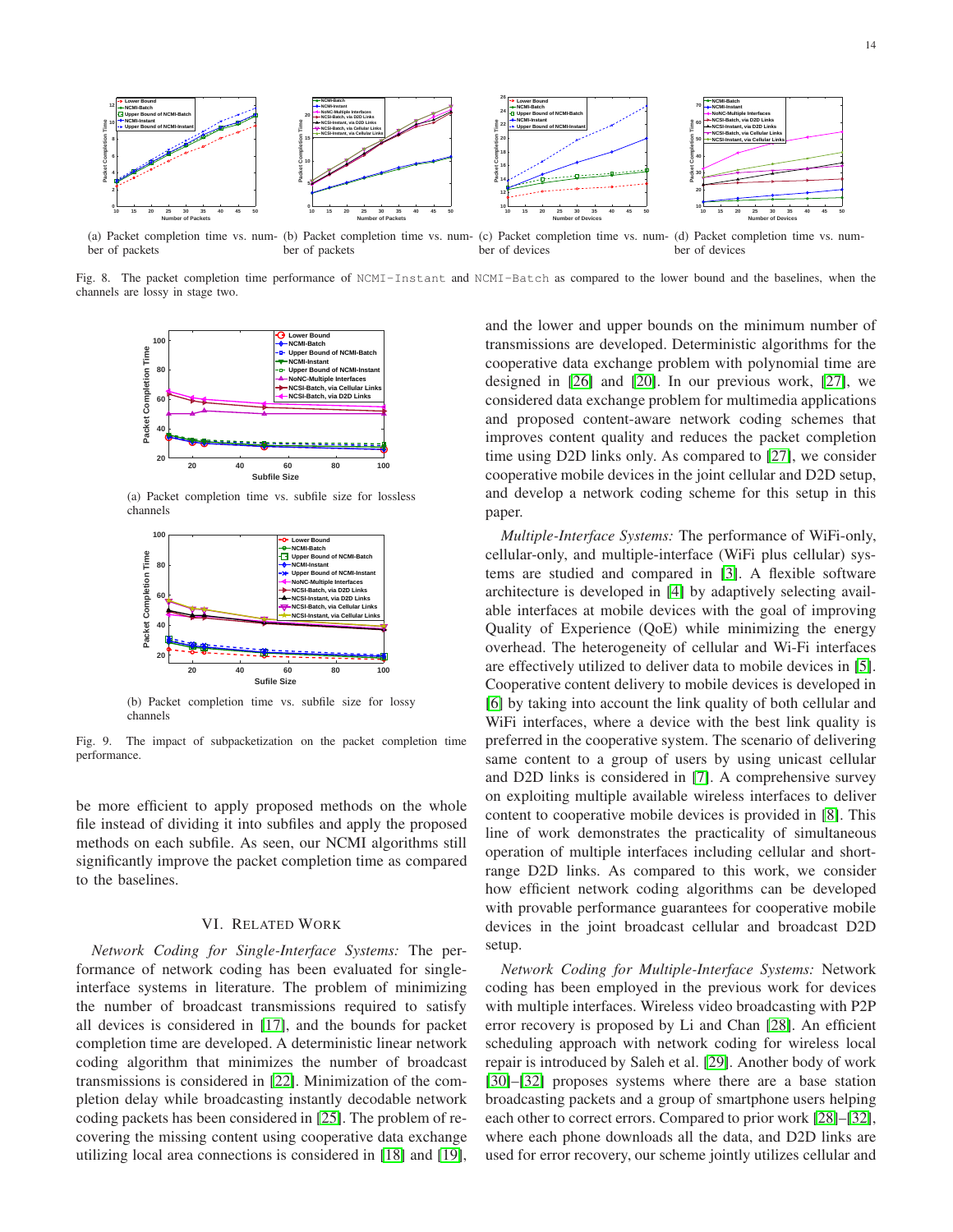(a) Packet completion time vs. number of packets

(b) Packet completion time vs. number of packets

(c) Packet completion time vs. number of devices

(d) Packet completion time vs. number of devices

Fig. 8. The packet completion time performance of `NCMI-Instant` and `NCMI-Batch` as compared to the lower bound and the baselines, when the channels are lossy in stage two.

(a) Packet completion time vs. subfile size for lossless channels

(b) Packet completion time vs. subfile size for lossy channels

Fig. 9. The impact of subpacketization on the packet completion time performance.

be more efficient to apply proposed methods on the whole file instead of dividing it into subfiles and apply the proposed methods on each subfile. As seen, our NCMI algorithms still significantly improve the packet completion time as compared to the baselines.

## VI. Related Work

*Network Coding for Single-Interface Systems:* The performance of network coding has been evaluated for single-interface systems in literature. The problem of minimizing the number of broadcast transmissions required to satisfy all devices is considered in [17], and the bounds for packet completion time are developed. A deterministic linear network coding algorithm that minimizes the number of broadcast transmissions is considered in [22]. Minimization of the completion delay while broadcasting instantly decodable network coding packets has been considered in [25]. The problem of recovering the missing content using cooperative data exchange utilizing local area connections is considered in [18] and [19], and the lower and upper bounds on the minimum number of transmissions are developed. Deterministic algorithms for the cooperative data exchange problem with polynomial time are designed in [26] and [20]. In our previous work, [27], we considered data exchange problem for multimedia applications and proposed content-aware network coding schemes that improves content quality and reduces the packet completion time using D2D links only. As compared to [27], we consider cooperative mobile devices in the joint cellular and D2D setup, and develop a network coding scheme for this setup in this paper.

*Multiple-Interface Systems:* The performance of WiFi-only, cellular-only, and multiple-interface (WiFi plus cellular) systems are studied and compared in [3]. A flexible software architecture is developed in [4] by adaptively selecting available interfaces at mobile devices with the goal of improving Quality of Experience (QoE) while minimizing the energy overhead. The heterogeneity of cellular and Wi-Fi interfaces are effectively utilized to deliver data to mobile devices in [5]. Cooperative content delivery to mobile devices is developed in [6] by taking into account the link quality of both cellular and WiFi interfaces, where a device with the best link quality is preferred in the cooperative system. The scenario of delivering same content to a group of users by using unicast cellular and D2D links is considered in [7]. A comprehensive survey on exploiting multiple available wireless interfaces to deliver content to cooperative mobile devices is provided in [8]. This line of work demonstrates the practicality of simultaneous operation of multiple interfaces including cellular and short-range D2D links. As compared to this work, we consider how efficient network coding algorithms can be developed with provable performance guarantees for cooperative mobile devices in the joint broadcast cellular and broadcast D2D setup.

*Network Coding for Multiple-Interface Systems:* Network coding has been employed in the previous work for devices with multiple interfaces. Wireless video broadcasting with P2P error recovery is proposed by Li and Chan [28]. An efficient scheduling approach with network coding for wireless local repair is introduced by Saleh et al. [29]. Another body of work [30]–[32] proposes systems where there are a base station broadcasting packets and a group of smartphone users helping each other to correct errors. Compared to prior work [28]–[32], where each phone downloads all the data, and D2D links are used for error recovery, our scheme jointly utilizes cellular and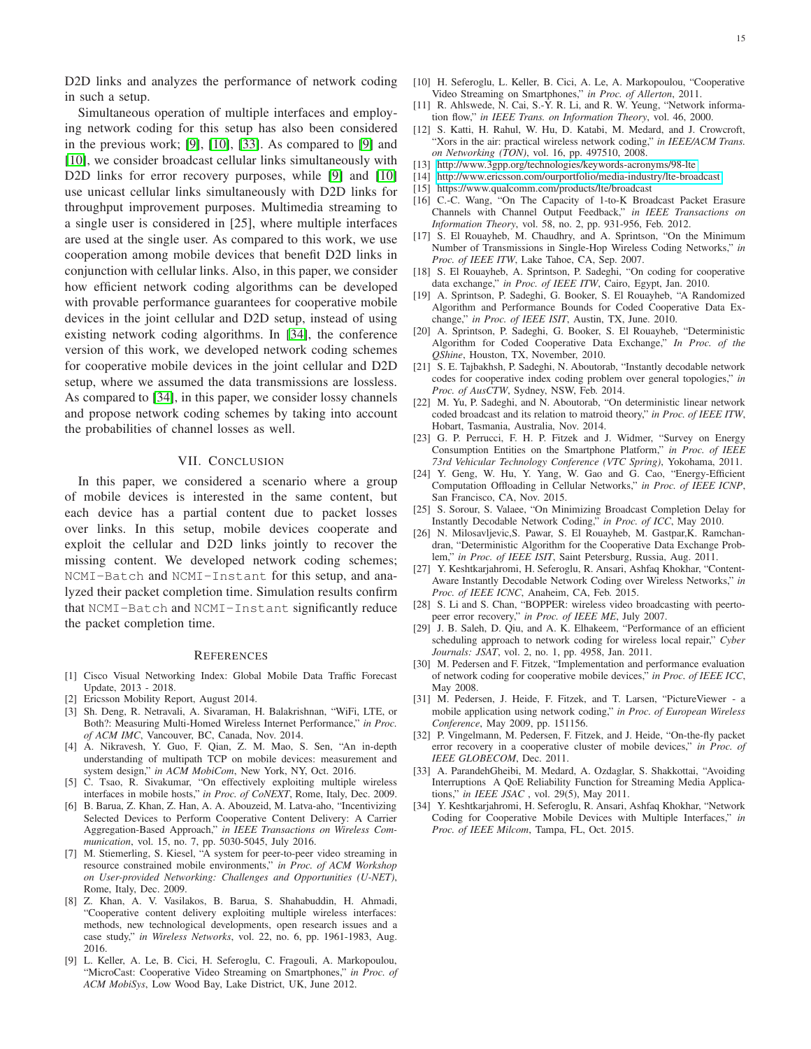D2D links and analyzes the performance of network coding in such a setup.

Simultaneous operation of multiple interfaces and employing network coding for this setup has also been considered in the previous work; [9], [10], [33]. As compared to [9] and [10], we consider broadcast cellular links simultaneously with D2D links for error recovery purposes, while [9] and [10] use unicast cellular links simultaneously with D2D links for throughput improvement purposes. Multimedia streaming to a single user is considered in [25], where multiple interfaces are used at the single user. As compared to this work, we use cooperation among mobile devices that benefit D2D links in conjunction with cellular links. Also, in this paper, we consider how efficient network coding algorithms can be developed with provable performance guarantees for cooperative mobile devices in the joint cellular and D2D setup, instead of using existing network coding algorithms. In [34], the conference version of this work, we developed network coding schemes for cooperative mobile devices in the joint cellular and D2D setup, where we assumed the data transmissions are lossless. As compared to [34], in this paper, we consider lossy channels and propose network coding schemes by taking into account the probabilities of channel losses as well.

## VII. Conclusion

In this paper, we considered a scenario where a group of mobile devices is interested in the same content, but each device has a partial content due to packet losses over links. In this setup, mobile devices cooperate and exploit the cellular and D2D links jointly to recover the missing content. We developed network coding schemes; `NCMI-Batch` and `NCMI-Instant` for this setup, and analyzed their packet completion time. Simulation results confirm that `NCMI-Batch` and `NCMI-Instant` significantly reduce the packet completion time.

## References

[1] Cisco Visual Networking Index: Global Mobile Data Traffic Forecast Update, 2013 - 2018.

[2] Ericsson Mobility Report, August 2014.

[3] Sh. Deng, R. Netravali, A. Sivaraman, H. Balakrishnan, "WiFi, LTE, or Both?: Measuring Multi-Homed Wireless Internet Performance," *in Proc. of ACM IMC*, Vancouver, BC, Canada, Nov. 2014.

[4] A. Nikravesh, Y. Guo, F. Qian, Z. M. Mao, S. Sen, "An in-depth understanding of multipath TCP on mobile devices: measurement and system design," *in ACM MobiCom*, New York, NY, Oct. 2016.

[5] C. Tsao, R. Sivakumar, "On effectively exploiting multiple wireless interfaces in mobile hosts," *in Proc. of CoNEXT*, Rome, Italy, Dec. 2009.

[6] B. Barua, Z. Khan, Z. Han, A. A. Abouzeid, M. Latva-aho, "Incentivizing Selected Devices to Perform Cooperative Content Delivery: A Carrier Aggregation-Based Approach," *in IEEE Transactions on Wireless Communication*, vol. 15, no. 7, pp. 5030-5045, July 2016.

[7] M. Stiemerling, S. Kiesel, "A system for peer-to-peer video streaming in resource constrained mobile environments," *in Proc. of ACM Workshop on User-provided Networking: Challenges and Opportunities (U-NET)*, Rome, Italy, Dec. 2009.

[8] Z. Khan, A. V. Vasilakos, B. Barua, S. Shahabuddin, H. Ahmadi, "Cooperative content delivery exploiting multiple wireless interfaces: methods, new technological developments, open research issues and a case study," *in Wireless Networks*, vol. 22, no. 6, pp. 1961-1983, Aug. 2016.

[9] L. Keller, A. Le, B. Cici, H. Seferoglu, C. Fragouli, A. Markopoulou, "MicroCast: Cooperative Video Streaming on Smartphones," *in Proc. of ACM MobiSys*, Low Wood Bay, Lake District, UK, June 2012.

[10] H. Seferoglu, L. Keller, B. Cici, A. Le, A. Markopoulou, "Cooperative Video Streaming on Smartphones," *in Proc. of Allerton*, 2011.

[11] R. Ahlswede, N. Cai, S.-Y. R. Li, and R. W. Yeung, "Network information flow," *in IEEE Trans. on Information Theory*, vol. 46, 2000.

[12] S. Katti, H. Rahul, W. Hu, D. Katabi, M. Medard, and J. Crowcroft, "Xors in the air: practical wireless network coding," *in IEEE/ACM Trans. on Networking (TON)*, vol. 16, pp. 497510, 2008.

[13] http://www.3gpp.org/technologies/keywords-acronyms/98-lte

[14] http://www.ericsson.com/ourportfolio/media-industry/lte-broadcast

[15] https://www.qualcomm.com/products/lte/broadcast

[16] C.-C. Wang, "On The Capacity of 1-to-K Broadcast Packet Erasure Channels with Channel Output Feedback," *in IEEE Transactions on Information Theory*, vol. 58, no. 2, pp. 931-956, Feb. 2012.

[17] S. El Rouayheb, M. Chaudhry, and A. Sprintson, "On the Minimum Number of Transmissions in Single-Hop Wireless Coding Networks," *in Proc. of IEEE ITW*, Lake Tahoe, CA, Sep. 2007.

[18] S. El Rouayheb, A. Sprintson, P. Sadeghi, "On coding for cooperative data exchange," *in Proc. of IEEE ITW*, Cairo, Egypt, Jan. 2010.

[19] A. Sprintson, P. Sadeghi, G. Booker, S. El Rouayheb, "A Randomized Algorithm and Performance Bounds for Coded Cooperative Data Exchange," *in Proc. of IEEE ISIT*, Austin, TX, June. 2010.

[20] A. Sprintson, P. Sadeghi, G. Booker, S. El Rouayheb, "Deterministic Algorithm for Coded Cooperative Data Exchange," *In Proc. of the QShine*, Houston, TX, November, 2010.

[21] S. E. Tajbakhsh, P. Sadeghi, N. Aboutorab, "Instantly decodable network codes for cooperative index coding problem over general topologies," *in Proc. of AusCTW*, Sydney, NSW, Feb. 2014.

[22] M. Yu, P. Sadeghi, and N. Aboutorab, "On deterministic linear network coded broadcast and its relation to matroid theory," *in Proc. of IEEE ITW*, Hobart, Tasmania, Australia, Nov. 2014.

[23] G. P. Perrucci, F. H. P. Fitzek and J. Widmer, "Survey on Energy Consumption Entities on the Smartphone Platform," *in Proc. of IEEE 73rd Vehicular Technology Conference (VTC Spring)*, Yokohama, 2011.

[24] Y. Geng, W. Hu, Y. Yang, W. Gao and G. Cao, "Energy-Efficient Computation Offloading in Cellular Networks," *in Proc. of IEEE ICNP*, San Francisco, CA, Nov. 2015.

[25] S. Sorour, S. Valaee, "On Minimizing Broadcast Completion Delay for Instantly Decodable Network Coding," *in Proc. of ICC*, May 2010.

[26] N. Milosavljevic,S. Pawar, S. El Rouayheb, M. Gastpar,K. Ramchandran, "Deterministic Algorithm for the Cooperative Data Exchange Problem," *in Proc. of IEEE ISIT*, Saint Petersburg, Russia, Aug. 2011.

[27] Y. Keshtkarjahromi, H. Seferoglu, R. Ansari, Ashfaq Khokhar, "Content-Aware Instantly Decodable Network Coding over Wireless Networks," *in Proc. of IEEE ICNC*, Anaheim, CA, Feb. 2015.

[28] S. Li and S. Chan, "BOPPER: wireless video broadcasting with peertopeer error recovery," *in Proc. of IEEE ME*, July 2007.

[29] J. B. Saleh, D. Qiu, and A. K. Elhakeem, "Performance of an efficient scheduling approach to network coding for wireless local repair," *Cyber Journals: JSAT*, vol. 2, no. 1, pp. 4958, Jan. 2011.

[30] M. Pedersen and F. Fitzek, "Implementation and performance evaluation of network coding for cooperative mobile devices," *in Proc. of IEEE ICC*, May 2008.

[31] M. Pedersen, J. Heide, F. Fitzek, and T. Larsen, "PictureViewer - a mobile application using network coding," *in Proc. of European Wireless Conference*, May 2009, pp. 151156.

[32] P. Vingelmann, M. Pedersen, F. Fitzek, and J. Heide, "On-the-fly packet error recovery in a cooperative cluster of mobile devices," *in Proc. of IEEE GLOBECOM*, Dec. 2011.

[33] A. ParandehGheibi, M. Medard, A. Ozdaglar, S. Shakkottai, "Avoiding Interruptions A QoE Reliability Function for Streaming Media Applications," *in IEEE JSAC* , vol. 29(5), May 2011.

[34] Y. Keshtkarjahromi, H. Seferoglu, R. Ansari, Ashfaq Khokhar, "Network Coding for Cooperative Mobile Devices with Multiple Interfaces," *in Proc. of IEEE Milcom*, Tampa, FL, Oct. 2015.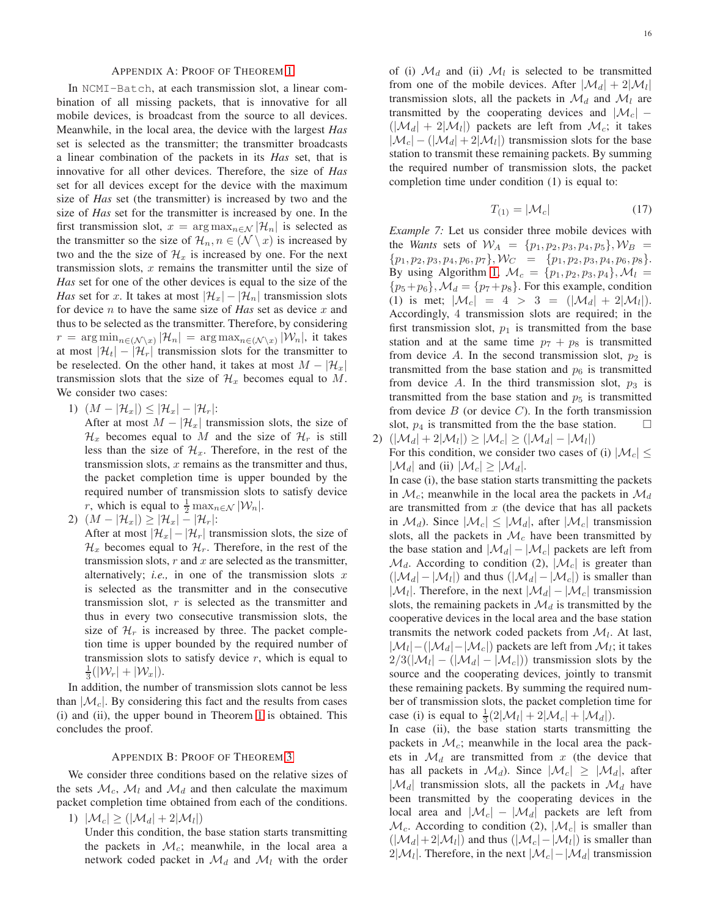## Appendix A: Proof of Theorem 1

In NCMI-Batch, at each transmission slot, a linear combination of all missing packets, that is innovative for all mobile devices, is broadcast from the source to all devices. Meanwhile, in the local area, the device with the largest *Has* set is selected as the transmitter; the transmitter broadcasts a linear combination of the packets in its *Has* set, that is innovative for all other devices. Therefore, the size of *Has* set for all devices except for the device with the maximum size of *Has* set (the transmitter) is increased by two and the size of *Has* set for the transmitter is increased by one. In the first transmission slot, $x = \arg\max_{n\in\mathcal{N}} |\mathcal{H}_n|$ is selected as the transmitter so the size of $\mathcal{H}_n, n \in (\mathcal{N}\setminus x)$ is increased by two and the the size of $\mathcal{H}_x$ is increased by one. For the next transmission slots, $x$ remains the transmitter until the size of *Has* set for one of the other devices is equal to the size of the *Has* set for $x$. It takes at most $|\mathcal{H}_x| - |\mathcal{H}_n|$ transmission slots for device $n$ to have the same size of *Has* set as device $x$ and thus to be selected as the transmitter. Therefore, by considering $r = \arg\min_{n\in(\mathcal{N}\setminus x)} |\mathcal{H}_n| = \arg\max_{n\in(\mathcal{N}\setminus x)} |\mathcal{W}_n|$, it takes at most $|\mathcal{H}_t| - |\mathcal{H}_r|$ transmission slots for the transmitter to be reselected. On the other hand, it takes at most $M - |\mathcal{H}_x|$ transmission slots that the size of $\mathcal{H}_x$ becomes equal to $M$. We consider two cases:

1) $(M - |\mathcal{H}_x|) \leq |\mathcal{H}_x| - |\mathcal{H}_r|$:
After at most $M - |\mathcal{H}_x|$ transmission slots, the size of $\mathcal{H}_x$ becomes equal to $M$ and the size of $\mathcal{H}_r$ is still less than the size of $\mathcal{H}_x$. Therefore, in the rest of the transmission slots, $x$ remains as the transmitter and thus, the packet completion time is upper bounded by the required number of transmission slots to satisfy device $r$, which is equal to $\frac{1}{2}\max_{n\in\mathcal{N}} |\mathcal{W}_n|$.
2) $(M - |\mathcal{H}_x|) \geq |\mathcal{H}_x| - |\mathcal{H}_r|$:
After at most $|\mathcal{H}_x| - |\mathcal{H}_r|$ transmission slots, the size of $\mathcal{H}_x$ becomes equal to $\mathcal{H}_r$. Therefore, in the rest of the transmission slots, $r$ and $x$ are selected as the transmitter, alternatively; *i.e.,* in one of the transmission slots $x$ is selected as the transmitter and in the consecutive transmission slot, $r$ is selected as the transmitter and thus in every two consecutive transmission slots, the size of $\mathcal{H}_r$ is increased by three. The packet completion time is upper bounded by the required number of transmission slots to satisfy device $r$, which is equal to $\frac{1}{3}(|\mathcal{W}_r| + |\mathcal{W}_x|)$.

In addition, the number of transmission slots cannot be less than $|\mathcal{M}_c|$. By considering this fact and the results from cases (i) and (ii), the upper bound in Theorem 1 is obtained. This concludes the proof.

## Appendix B: Proof of Theorem 3

We consider three conditions based on the relative sizes of the sets $\mathcal{M}_c$, $\mathcal{M}_l$ and $\mathcal{M}_d$ and then calculate the maximum packet completion time obtained from each of the conditions.

1) $|\mathcal{M}_c| \geq (|\mathcal{M}_d| + 2|\mathcal{M}_l|)$
Under this condition, the base station starts transmitting the packets in $\mathcal{M}_c$; meanwhile, in the local area a network coded packet in $\mathcal{M}_d$ and $\mathcal{M}_l$ with the order of (i) $\mathcal{M}_d$ and (ii) $\mathcal{M}_l$ is selected to be transmitted from one of the mobile devices. After $|\mathcal{M}_d| + 2|\mathcal{M}_l|$ transmission slots, all the packets in $\mathcal{M}_d$ and $\mathcal{M}_l$ are transmitted by the cooperating devices and $|\mathcal{M}_c| - (|\mathcal{M}_d| + 2|\mathcal{M}_l|)$ packets are left from $\mathcal{M}_c$; it takes $|\mathcal{M}_c| - (|\mathcal{M}_d| + 2|\mathcal{M}_l|)$ transmission slots for the base station to transmit these remaining packets. By summing the required number of transmission slots, the packet completion time under condition (1) is equal to:

$$T_{(1)} = |\mathcal{M}_c| \tag{17}$$

*Example 7:* Let us consider three mobile devices with the *Wants* sets of $\mathcal{W}_A = \{p_1, p_2, p_3, p_4, p_5\}, \mathcal{W}_B = \{p_1, p_2, p_3, p_4, p_6, p_7\}, \mathcal{W}_C = \{p_1, p_2, p_3, p_4, p_6, p_8\}$. By using Algorithm 1, $\mathcal{M}_c = \{p_1, p_2, p_3, p_4\}, \mathcal{M}_l = \{p_5 + p_6\}, \mathcal{M}_d = \{p_7 + p_8\}$. For this example, condition (1) is met; $|\mathcal{M}_c| = 4 > 3 = (|\mathcal{M}_d| + 2|\mathcal{M}_l|)$. Accordingly, 4 transmission slots are required; in the first transmission slot, $p_1$ is transmitted from the base station and at the same time $p_7 + p_8$ is transmitted from device $A$. In the second transmission slot, $p_2$ is transmitted from the base station and $p_6$ is transmitted from device $A$. In the third transmission slot, $p_3$ is transmitted from the base station and $p_5$ is transmitted from device $B$ (or device $C$). In the forth transmission slot, $p_4$ is transmitted from the the base station. □

2) $(|\mathcal{M}_d| + 2|\mathcal{M}_l|) \geq |\mathcal{M}_c| \geq (|\mathcal{M}_d| - |\mathcal{M}_l|)$
For this condition, we consider two cases of (i) $|\mathcal{M}_c| \leq |\mathcal{M}_d|$ and (ii) $|\mathcal{M}_c| \geq |\mathcal{M}_d|$.
In case (i), the base station starts transmitting the packets in $\mathcal{M}_c$; meanwhile in the local area the packets in $\mathcal{M}_d$ are transmitted from $x$ (the device that has all packets in $\mathcal{M}_d$). Since $|\mathcal{M}_c| \leq |\mathcal{M}_d|$, after $|\mathcal{M}_c|$ transmission slots, all the packets in $\mathcal{M}_c$ have been transmitted by the base station and $|\mathcal{M}_d| - |\mathcal{M}_c|$ packets are left from $\mathcal{M}_d$. According to condition (2), $|\mathcal{M}_c|$ is greater than $(|\mathcal{M}_d| - |\mathcal{M}_l|)$ and thus $(|\mathcal{M}_d| - |\mathcal{M}_c|)$ is smaller than $|\mathcal{M}_l|$. Therefore, in the next $|\mathcal{M}_d| - |\mathcal{M}_c|$ transmission slots, the remaining packets in $\mathcal{M}_d$ is transmitted by the cooperative devices in the local area and the base station transmits the network coded packets from $\mathcal{M}_l$. At last, $|\mathcal{M}_l| - (|\mathcal{M}_d| - |\mathcal{M}_c|)$ packets are left from $\mathcal{M}_l$; it takes $2/3(|\mathcal{M}_l| - (|\mathcal{M}_d| - |\mathcal{M}_c|))$ transmission slots by the source and the cooperating devices, jointly to transmit these remaining packets. By summing the required number of transmission slots, the packet completion time for case (i) is equal to $\frac{1}{3}(2|\mathcal{M}_l| + 2|\mathcal{M}_c| + |\mathcal{M}_d|)$.
In case (ii), the base station starts transmitting the packets in $\mathcal{M}_c$; meanwhile in the local area the packets in $\mathcal{M}_d$ are transmitted from $x$ (the device that has all packets in $\mathcal{M}_d$). Since $|\mathcal{M}_c| \geq |\mathcal{M}_d|$, after $|\mathcal{M}_d|$ transmission slots, all the packets in $\mathcal{M}_d$ have been transmitted by the cooperating devices in the local area and $|\mathcal{M}_c| - |\mathcal{M}_d|$ packets are left from $\mathcal{M}_c$. According to condition (2), $|\mathcal{M}_c|$ is smaller than $(|\mathcal{M}_d| + 2|\mathcal{M}_l|)$ and thus $(|\mathcal{M}_c| - |\mathcal{M}_l|)$ is smaller than $2|\mathcal{M}_l|$. Therefore, in the next $|\mathcal{M}_c| - |\mathcal{M}_d|$ transmission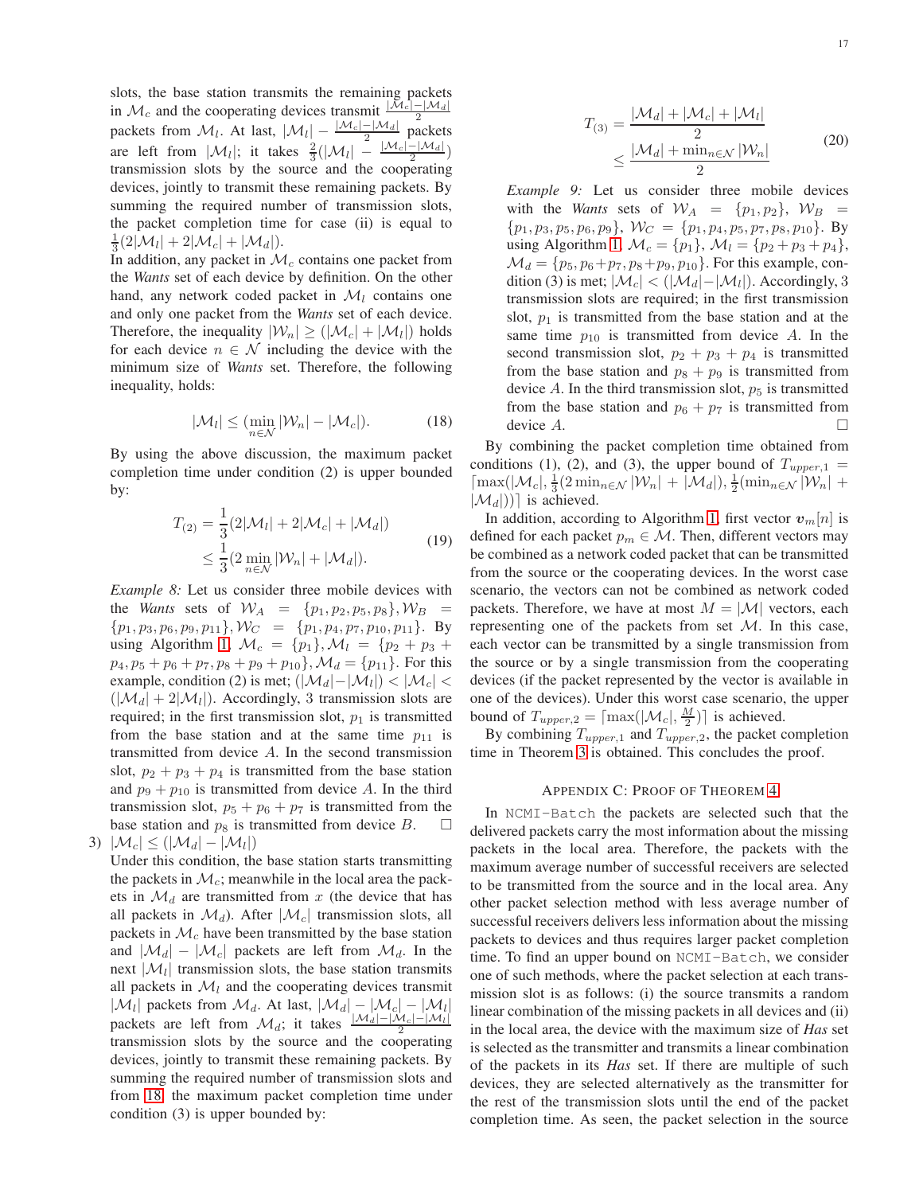slots, the base station transmits the remaining packets in $\mathcal{M}_c$ and the cooperating devices transmit $\frac{|\mathcal{M}_c|-|\mathcal{M}_d|}{2}$ packets from $\mathcal{M}_l$. At last, $|\mathcal{M}_l| - \frac{|\mathcal{M}_c|-|\mathcal{M}_d|}{2}$ packets are left from $|\mathcal{M}_l|$; it takes $\frac{2}{3}(|\mathcal{M}_l| - \frac{|\mathcal{M}_c|-|\mathcal{M}_d|}{2})$ transmission slots by the source and the cooperating devices, jointly to transmit these remaining packets. By summing the required number of transmission slots, the packet completion time for case (ii) is equal to $\frac{1}{3}(2|\mathcal{M}_l| + 2|\mathcal{M}_c| + |\mathcal{M}_d|)$.

In addition, any packet in $\mathcal{M}_c$ contains one packet from the *Wants* set of each device by definition. On the other hand, any network coded packet in $\mathcal{M}_l$ contains one and only one packet from the *Wants* set of each device. Therefore, the inequality $|\mathcal{W}_n| \geq (|\mathcal{M}_c| + |\mathcal{M}_l|)$ holds for each device $n \in \mathcal{N}$ including the device with the minimum size of *Wants* set. Therefore, the following inequality, holds:

$$|\mathcal{M}_l| \leq (\min_{n \in \mathcal{N}} |\mathcal{W}_n| - |\mathcal{M}_c|). \tag{18}$$

By using the above discussion, the maximum packet completion time under condition (2) is upper bounded by:

$$\begin{aligned} T_{(2)} &= \frac{1}{3}(2|\mathcal{M}_l| + 2|\mathcal{M}_c| + |\mathcal{M}_d|) \\ &\leq \frac{1}{3}(2 \min_{n \in \mathcal{N}} |\mathcal{W}_n| + |\mathcal{M}_d|). \end{aligned} \tag{19}$$

*Example 8:* Let us consider three mobile devices with the *Wants* sets of $\mathcal{W}_A = \{p_1, p_2, p_5, p_8\}, \mathcal{W}_B = \{p_1, p_3, p_6, p_9, p_{11}\}, \mathcal{W}_C = \{p_1, p_4, p_7, p_{10}, p_{11}\}$. By using Algorithm 1, $\mathcal{M}_c = \{p_1\}, \mathcal{M}_l = \{p_2 + p_3 + p_4, p_5 + p_6 + p_7, p_8 + p_9 + p_{10}\}, \mathcal{M}_d = \{p_{11}\}$. For this example, condition (2) is met; $(|\mathcal{M}_d| - |\mathcal{M}_l|) < |\mathcal{M}_c| < (|\mathcal{M}_d| + 2|\mathcal{M}_l|)$. Accordingly, 3 transmission slots are required; in the first transmission slot, $p_1$ is transmitted from the base station and at the same time $p_{11}$ is transmitted from device $A$. In the second transmission slot, $p_2 + p_3 + p_4$ is transmitted from the base station and $p_9 + p_{10}$ is transmitted from device $A$. In the third transmission slot, $p_5 + p_6 + p_7$ is transmitted from the base station and $p_8$ is transmitted from device $B$. □

3) $|\mathcal{M}_c| \leq (|\mathcal{M}_d| - |\mathcal{M}_l|)$
Under this condition, the base station starts transmitting the packets in $\mathcal{M}_c$; meanwhile in the local area the packets in $\mathcal{M}_d$ are transmitted from $x$ (the device that has all packets in $\mathcal{M}_d$). After $|\mathcal{M}_c|$ transmission slots, all packets in $\mathcal{M}_c$ have been transmitted by the base station and $|\mathcal{M}_d| - |\mathcal{M}_c|$ packets are left from $\mathcal{M}_d$. In the next $|\mathcal{M}_l|$ transmission slots, the base station transmits all packets in $\mathcal{M}_l$ and the cooperating devices transmit $|\mathcal{M}_l|$ packets from $\mathcal{M}_d$. At last, $|\mathcal{M}_d| - |\mathcal{M}_c| - |\mathcal{M}_l|$ packets are left from $\mathcal{M}_d$; it takes $\frac{|\mathcal{M}_d|-|\mathcal{M}_c|-|\mathcal{M}_l|}{2}$ transmission slots by the source and the cooperating devices, jointly to transmit these remaining packets. By summing the required number of transmission slots and from 18, the maximum packet completion time under condition (3) is upper bounded by:

$$\begin{aligned} T_{(3)} &= \frac{|\mathcal{M}_d| + |\mathcal{M}_c| + |\mathcal{M}_l|}{2} \\ &\leq \frac{|\mathcal{M}_d| + \min_{n \in \mathcal{N}} |\mathcal{W}_n|}{2} \end{aligned} \tag{20}$$

*Example 9:* Let us consider three mobile devices with the *Wants* sets of $\mathcal{W}_A = \{p_1, p_2\}, \mathcal{W}_B = \{p_1, p_3, p_5, p_6, p_9\}, \mathcal{W}_C = \{p_1, p_4, p_5, p_7, p_8, p_{10}\}$. By using Algorithm 1, $\mathcal{M}_c = \{p_1\}, \mathcal{M}_l = \{p_2 + p_3 + p_4\}, \mathcal{M}_d = \{p_5, p_6 + p_7, p_8 + p_9, p_{10}\}$. For this example, condition (3) is met; $|\mathcal{M}_c| < (|\mathcal{M}_d| - |\mathcal{M}_l|)$. Accordingly, 3 transmission slots are required; in the first transmission slot, $p_1$ is transmitted from the base station and at the same time $p_{10}$ is transmitted from device $A$. In the second transmission slot, $p_2 + p_3 + p_4$ is transmitted from the base station and $p_8 + p_9$ is transmitted from device $A$. In the third transmission slot, $p_5$ is transmitted from the base station and $p_6 + p_7$ is transmitted from device $A$. □

By combining the packet completion time obtained from conditions (1), (2), and (3), the upper bound of $T_{upper,1} = \lceil \max(|\mathcal{M}_c|, \frac{1}{3}(2 \min_{n \in \mathcal{N}} |\mathcal{W}_n| + |\mathcal{M}_d|), \frac{1}{2}(\min_{n \in \mathcal{N}} |\mathcal{W}_n| + |\mathcal{M}_d|)) \rceil$ is achieved.

In addition, according to Algorithm 1, first vector $\boldsymbol{v}_m[n]$ is defined for each packet $p_m \in \mathcal{M}$. Then, different vectors may be combined as a network coded packet that can be transmitted from the source or the cooperating devices. In the worst case scenario, the vectors can not be combined as network coded packets. Therefore, we have at most $M = |\mathcal{M}|$ vectors, each representing one of the packets from set $\mathcal{M}$. In this case, each vector can be transmitted by a single transmission from the source or by a single transmission from the cooperating devices (if the packet represented by the vector is available in one of the devices). Under this worst case scenario, the upper bound of $T_{upper,2} = \lceil \max(|\mathcal{M}_c|, \frac{M}{2}) \rceil$ is achieved.

By combining $T_{upper,1}$ and $T_{upper,2}$, the packet completion time in Theorem 3 is obtained. This concludes the proof.

## Appendix C: Proof of Theorem 4

In `NCMI-Batch` the packets are selected such that the delivered packets carry the most information about the missing packets in the local area. Therefore, the packets with the maximum average number of successful receivers are selected to be transmitted from the source and in the local area. Any other packet selection method with less average number of successful receivers delivers less information about the missing packets to devices and thus requires larger packet completion time. To find an upper bound on `NCMI-Batch`, we consider one of such methods, where the packet selection at each transmission slot is as follows: (i) the source transmits a random linear combination of the missing packets in all devices and (ii) in the local area, the device with the maximum size of *Has* set is selected as the transmitter and transmits a linear combination of the packets in its *Has* set. If there are multiple of such devices, they are selected alternatively as the transmitter for the rest of the transmission slots until the end of the packet completion time. As seen, the packet selection in the source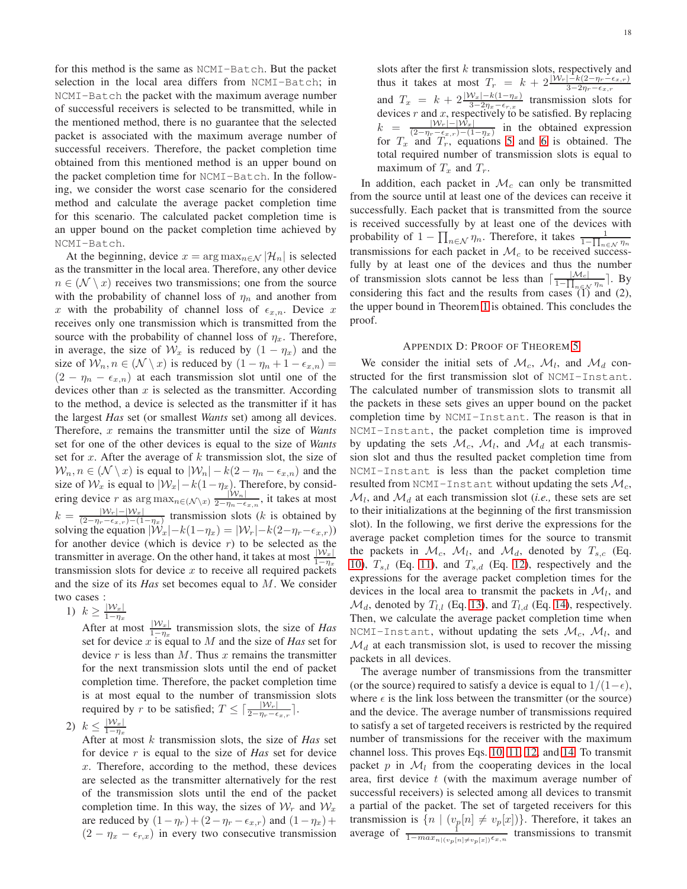for this method is the same as `NCMI-Batch`. But the packet selection in the local area differs from `NCMI-Batch`; in `NCMI-Batch` the packet with the maximum average number of successful receivers is selected to be transmitted, while in the mentioned method, there is no guarantee that the selected packet is associated with the maximum average number of successful receivers. Therefore, the packet completion time obtained from this mentioned method is an upper bound on the packet completion time for `NCMI-Batch`. In the following, we consider the worst case scenario for the considered method and calculate the average packet completion time for this scenario. The calculated packet completion time is an upper bound on the packet completion time achieved by `NCMI-Batch`.

At the beginning, device $x = \arg\max_{n\in\mathcal{N}} |\mathcal{H}_n|$ is selected as the transmitter in the local area. Therefore, any other device $n \in (\mathcal{N} \setminus x)$ receives two transmissions; one from the source with the probability of channel loss of $\eta_n$ and another from $x$ with the probability of channel loss of $\epsilon_{x,n}$. Device $x$ receives only one transmission which is transmitted from the source with the probability of channel loss of $\eta_x$. Therefore, in average, the size of $\mathcal{W}_x$ is reduced by $(1-\eta_x)$ and the size of $\mathcal{W}_n, n \in (\mathcal{N} \setminus x)$ is reduced by $(1-\eta_n+1-\epsilon_{x,n}) = (2-\eta_n-\epsilon_{x,n})$ at each transmission slot until one of the devices other than $x$ is selected as the transmitter. According to the method, a device is selected as the transmitter if it has the largest ***Has*** set (or smallest ***Wants*** set) among all devices. Therefore, $x$ remains the transmitter until the size of ***Wants*** set for one of the other devices is equal to the size of ***Wants*** set for $x$. After the average of $k$ transmission slot, the size of $\mathcal{W}_n, n \in (\mathcal{N} \setminus x)$ is equal to $|\mathcal{W}_n| - k(2-\eta_n-\epsilon_{x,n})$ and the size of $\mathcal{W}_x$ is equal to $|\mathcal{W}_x| - k(1-\eta_x)$. Therefore, by considering device $r$ as $\arg\max_{n\in(\mathcal{N}\setminus x)} \frac{|\mathcal{W}_n|}{2-\eta_n-\epsilon_{x,n}}$, it takes at most $k = \frac{|\mathcal{W}_r|-|\mathcal{W}_x|}{(2-\eta_r-\epsilon_{x,r})-(1-\eta_x)}$ transmission slots ($k$ is obtained by solving the equation $|\mathcal{W}_x| - k(1-\eta_x) = |\mathcal{W}_r| - k(2-\eta_r-\epsilon_{x,r})$) for another device (which is device $r$) to be selected as the transmitter in average. On the other hand, it takes at most $\frac{|\mathcal{W}_x|}{1-\eta_x}$ transmission slots for device $x$ to receive all required packets and the size of its ***Has*** set becomes equal to $M$. We consider two cases :

1) $k \geq \frac{|\mathcal{W}_x|}{1-\eta_x}$

   After at most $\frac{|\mathcal{W}_x|}{1-\eta_x}$ transmission slots, the size of ***Has*** set for device $x$ is equal to $M$ and the size of ***Has*** set for device $r$ is less than $M$. Thus $x$ remains the transmitter for the next transmission slots until the end of packet completion time. Therefore, the packet completion time is at most equal to the number of transmission slots required by $r$ to be satisfied; $T \leq \lceil \frac{|\mathcal{W}_r|}{2-\eta_r-\epsilon_{x,r}} \rceil$.

2) $k \leq \frac{|\mathcal{W}_x|}{1-\eta_x}$

   After at most $k$ transmission slots, the size of ***Has*** set for device $r$ is equal to the size of ***Has*** set for device $x$. Therefore, according to the method, these devices are selected as the transmitter alternatively for the rest of the transmission slots until the end of the packet completion time. In this way, the sizes of $\mathcal{W}_r$ and $\mathcal{W}_x$ are reduced by $(1-\eta_r)+(2-\eta_r-\epsilon_{x,r})$ and $(1-\eta_x)+(2-\eta_x-\epsilon_{r,x})$ in every two consecutive transmission slots after the first $k$ transmission slots, respectively and thus it takes at most $T_r = k + 2\frac{|\mathcal{W}_r|-k(2-\eta_r-\epsilon_{x,r})}{3-2\eta_r-\epsilon_{x,r}}$ and $T_x = k + 2\frac{|\mathcal{W}_x|-k(1-\eta_x)}{3-2\eta_x-\epsilon_{r,x}}$ transmission slots for devices $r$ and $x$, respectively to be satisfied. By replacing $k = \frac{|\mathcal{W}_r|-|\mathcal{W}_x|}{(2-\eta_r-\epsilon_{x,r})-(1-\eta_x)}$ in the obtained expression for $T_x$ and $T_r$, equations 5 and 6 is obtained. The total required number of transmission slots is equal to maximum of $T_x$ and $T_r$.

In addition, each packet in $\mathcal{M}_c$ can only be transmitted from the source until at least one of the devices can receive it successfully. Each packet that is transmitted from the source is received successfully by at least one of the devices with probability of $1 - \prod_{n\in\mathcal{N}} \eta_n$. Therefore, it takes $\frac{1}{1-\prod_{n\in\mathcal{N}} \eta_n}$ transmissions for each packet in $\mathcal{M}_c$ to be received successfully by at least one of the devices and thus the number of transmission slots cannot be less than $\lceil \frac{|\mathcal{M}_c|}{1-\prod_{n\in\mathcal{N}} \eta_n} \rceil$. By considering this fact and the results from cases (1) and (2), the upper bound in Theorem 1 is obtained. This concludes the proof.

## Appendix D: Proof of Theorem 5

We consider the initial sets of $\mathcal{M}_c$, $\mathcal{M}_l$, and $\mathcal{M}_d$ constructed for the first transmission slot of `NCMI-Instant`. The calculated number of transmission slots to transmit all the packets in these sets gives an upper bound on the packet completion time by `NCMI-Instant`. The reason is that in `NCMI-Instant`, the packet completion time is improved by updating the sets $\mathcal{M}_c$, $\mathcal{M}_l$, and $\mathcal{M}_d$ at each transmission slot and thus the resulted packet completion time from `NCMI-Instant` is less than the packet completion time resulted from `NCMI-Instant` without updating the sets $\mathcal{M}_c$, $\mathcal{M}_l$, and $\mathcal{M}_d$ at each transmission slot (*i.e.,* these sets are set to their initializations at the beginning of the first transmission slot). In the following, we first derive the expressions for the average packet completion times for the source to transmit the packets in $\mathcal{M}_c$, $\mathcal{M}_l$, and $\mathcal{M}_d$, denoted by $T_{s,c}$ (Eq. 10), $T_{s,l}$ (Eq. 11), and $T_{s,d}$ (Eq. 12), respectively and the expressions for the average packet completion times for the devices in the local area to transmit the packets in $\mathcal{M}_l$, and $\mathcal{M}_d$, denoted by $T_{l,l}$ (Eq. 13), and $T_{l,d}$ (Eq. 14), respectively. Then, we calculate the average packet completion time that `NCMI-Instant`, without updating the sets $\mathcal{M}_c$, $\mathcal{M}_l$, and $\mathcal{M}_d$ at each transmission slot, is used to recover the missing packets in all devices.

The average number of transmissions from the transmitter (or the source) required to satisfy a device is equal to $1/(1-\epsilon)$, where $\epsilon$ is the link loss between the transmitter (or the source) and the device. The average number of transmissions required to satisfy a set of targeted receivers is restricted by the required number of transmissions for the receiver with the maximum channel loss. This proves Eqs. 10, 11, 12, and 14. To transmit packet $p$ in $\mathcal{M}_l$ from the cooperating devices in the local area, first device $t$ (with the maximum average number of successful receivers) is selected among all devices to transmit a partial of the packet. The set of targeted receivers for this transmission is $\{n \mid (v_p[n] \neq v_p[x])\}$. Therefore, it takes an average of $\frac{1}{1-max_{n|(v_p[n]\neq v_p[x])}\epsilon_{x,n}}$ transmissions to transmit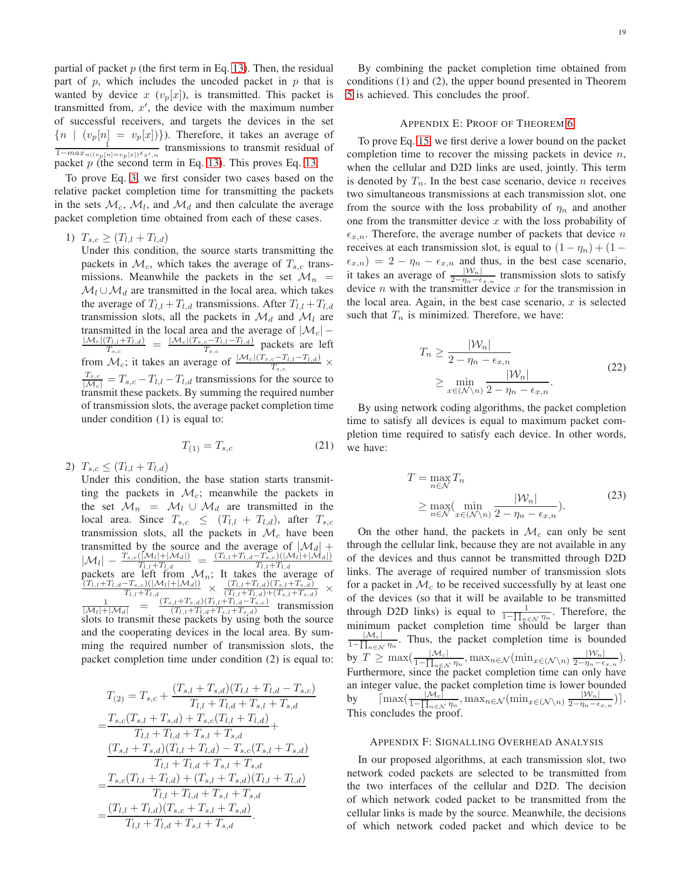partial of packet $p$ (the first term in Eq. 13). Then, the residual part of $p$, which includes the uncoded packet in $p$ that is wanted by device $x$ ($v_p[x]$), is transmitted. This packet is transmitted from, $x'$, the device with the maximum number of successful receivers, and targets the devices in the set $\{n \mid (v_p[n] = v_p[x])\}$). Therefore, it takes an average of $\frac{1}{1-max_{n|(v_p[n]=v_p[x])}\epsilon_{x',n}}$ transmissions to transmit residual of packet $p$ (the second term in Eq. 13). This proves Eq. 13.

To prove Eq. 3, we first consider two cases based on the relative packet completion time for transmitting the packets in the sets $\mathcal{M}_c$, $\mathcal{M}_l$, and $\mathcal{M}_d$ and then calculate the average packet completion time obtained from each of these cases.

1) $T_{s,c} \geq (T_{l,l} + T_{l,d})$
   Under this condition, the source starts transmitting the packets in $\mathcal{M}_c$, which takes the average of $T_{s,c}$ transmissions. Meanwhile the packets in the set $\mathcal{M}_n = \mathcal{M}_l \cup \mathcal{M}_d$ are transmitted in the local area, which takes the average of $T_{l,l} + T_{l,d}$ transmissions. After $T_{l,l} + T_{l,d}$ transmission slots, all the packets in $\mathcal{M}_d$ and $\mathcal{M}_l$ are transmitted in the local area and the average of $|\mathcal{M}_c| - \frac{|\mathcal{M}_c|(T_{l,l}+T_{l,d})}{T_{s,c}} = \frac{|\mathcal{M}_c|(T_{s,c}-T_{l,l}-T_{l,d})}{T_{s,c}}$ packets are left from $\mathcal{M}_c$; it takes an average of $\frac{|\mathcal{M}_c|(T_{s,c}-T_{l,l}-T_{l,d})}{T_{s,c}} \times \frac{T_{s,c}}{|\mathcal{M}_c|} = T_{s,c} - T_{l,l} - T_{l,d}$ transmissions for the source to transmit these packets. By summing the required number of transmission slots, the average packet completion time under condition (1) is equal to:

$$T_{(1)} = T_{s,c} \tag{21}$$

2) $T_{s,c} \leq (T_{l,l} + T_{l,d})$
   Under this condition, the base station starts transmitting the packets in $\mathcal{M}_c$; meanwhile the packets in the set $\mathcal{M}_n = \mathcal{M}_l \cup \mathcal{M}_d$ are transmitted in the local area. Since $T_{s,c} \leq (T_{l,l} + T_{l,d})$, after $T_{s,c}$ transmission slots, all the packets in $\mathcal{M}_c$ have been transmitted by the source and the average of $|\mathcal{M}_d| + |\mathcal{M}_l| - \frac{T_{s,c}(|\mathcal{M}_l|+|\mathcal{M}_d|)}{T_{l,l}+T_{l,d}} = \frac{(T_{l,l}+T_{l,d}-T_{s,c})(|\mathcal{M}_l|+|\mathcal{M}_d|)}{T_{l,l}+T_{l,d}}$ packets are left from $\mathcal{M}_n$; It takes the average of $\frac{(T_{l,l}+T_{l,d}-T_{s,c})(|\mathcal{M}_l|+|\mathcal{M}_d|)}{T_{l,l}+T_{l,d}} \times \frac{(T_{l,l}+T_{l,d})(T_{s,l}+T_{s,d})}{(T_{l,l}+T_{l,d})+(T_{s,l}+T_{s,d})} \times \frac{1}{|\mathcal{M}_l|+|\mathcal{M}_d|} = \frac{(T_{s,l}+T_{s,d})(T_{l,l}+T_{l,d}-T_{s,c})}{(T_{l,l}+T_{l,d}+T_{s,l}+T_{s,d})}$ transmission slots to transmit these packets by using both the source and the cooperating devices in the local area. By summing the required number of transmission slots, the packet completion time under condition (2) is equal to:

$$\begin{aligned}
T_{(2)} &= T_{s,c} + \frac{(T_{s,l}+T_{s,d})(T_{l,l}+T_{l,d}-T_{s,c})}{T_{l,l}+T_{l,d}+T_{s,l}+T_{s,d}} \\
&= \frac{T_{s,c}(T_{s,l}+T_{s,d}) + T_{s,c}(T_{l,l}+T_{l,d})}{T_{l,l}+T_{l,d}+T_{s,l}+T_{s,d}} + \\
&\quad \frac{(T_{s,l}+T_{s,d})(T_{l,l}+T_{l,d}) - T_{s,c}(T_{s,l}+T_{s,d})}{T_{l,l}+T_{l,d}+T_{s,l}+T_{s,d}} \\
&= \frac{T_{s,c}(T_{l,l}+T_{l,d}) + (T_{s,l}+T_{s,d})(T_{l,l}+T_{l,d})}{T_{l,l}+T_{l,d}+T_{s,l}+T_{s,d}} \\
&= \frac{(T_{l,l}+T_{l,d})(T_{s,c}+T_{s,l}+T_{s,d})}{T_{l,l}+T_{l,d}+T_{s,l}+T_{s,d}}.
\end{aligned}$$

By combining the packet completion time obtained from conditions (1) and (2), the upper bound presented in Theorem 5 is achieved. This concludes the proof.

## Appendix E: Proof of Theorem 6

To prove Eq. 15, we first derive a lower bound on the packet completion time to recover the missing packets in device $n$, when the cellular and D2D links are used, jointly. This term is denoted by $T_n$. In the best case scenario, device $n$ receives two simultaneous transmissions at each transmission slot, one from the source with the loss probability of $\eta_n$ and another one from the transmitter device $x$ with the loss probability of $\epsilon_{x,n}$. Therefore, the average number of packets that device $n$ receives at each transmission slot, is equal to $(1-\eta_n) + (1-\epsilon_{x,n}) = 2 - \eta_n - \epsilon_{x,n}$ and thus, in the best case scenario, it takes an average of $\frac{|\mathcal{W}_n|}{2-\eta_n-\epsilon_{x,n}}$ transmission slots to satisfy device $n$ with the transmitter device $x$ for the transmission in the local area. Again, in the best case scenario, $x$ is selected such that $T_n$ is minimized. Therefore, we have:

$$\begin{aligned}
T_n &\geq \frac{|\mathcal{W}_n|}{2-\eta_n-\epsilon_{x,n}} \\
&\geq \min_{x\in(\mathcal{N}\setminus n)} \frac{|\mathcal{W}_n|}{2-\eta_n-\epsilon_{x,n}}.
\end{aligned} \tag{22}$$

By using network coding algorithms, the packet completion time to satisfy all devices is equal to maximum packet completion time required to satisfy each device. In other words, we have:

$$\begin{aligned}
T &= \max_{n\in\mathcal{N}} T_n \\
&\geq \max_{n\in\mathcal{N}} \left( \min_{x\in(\mathcal{N}\setminus n)} \frac{|\mathcal{W}_n|}{2-\eta_n-\epsilon_{x,n}} \right).
\end{aligned} \tag{23}$$

On the other hand, the packets in $\mathcal{M}_c$ can only be sent through the cellular link, because they are not available in any of the devices and thus cannot be transmitted through D2D links. The average of required number of transmission slots for a packet in $\mathcal{M}_c$ to be received successfully by at least one of the devices (so that it will be available to be transmitted through D2D links) is equal to $\frac{1}{1-\prod_{n\in\mathcal{N}}\eta_n}$. Therefore, the minimum packet completion time should be larger than $\frac{|\mathcal{M}_c|}{1-\prod_{n\in\mathcal{N}}\eta_n}$. Thus, the packet completion time is bounded by $T \geq \max(\frac{|\mathcal{M}_c|}{1-\prod_{n\in\mathcal{N}}\eta_n}, \max_{n\in\mathcal{N}}(\min_{x\in(\mathcal{N}\setminus n)} \frac{|\mathcal{W}_n|}{2-\eta_n-\epsilon_{x,n}})$. Furthermore, since the packet completion time can only have an integer value, the packet completion time is lower bounded by $\lceil \max(\frac{|\mathcal{M}_c|}{1-\prod_{n\in\mathcal{N}}\eta_n}, \max_{n\in\mathcal{N}}(\min_{x\in(\mathcal{N}\setminus n)} \frac{|\mathcal{W}_n|}{2-\eta_n-\epsilon_{x,n}})\rceil$. This concludes the proof.

## Appendix F: Signalling Overhead Analysis

In our proposed algorithms, at each transmission slot, two network coded packets are selected to be transmitted from the two interfaces of the cellular and D2D. The decision of which network coded packet to be transmitted from the cellular links is made by the source. Meanwhile, the decisions of which network coded packet and which device to be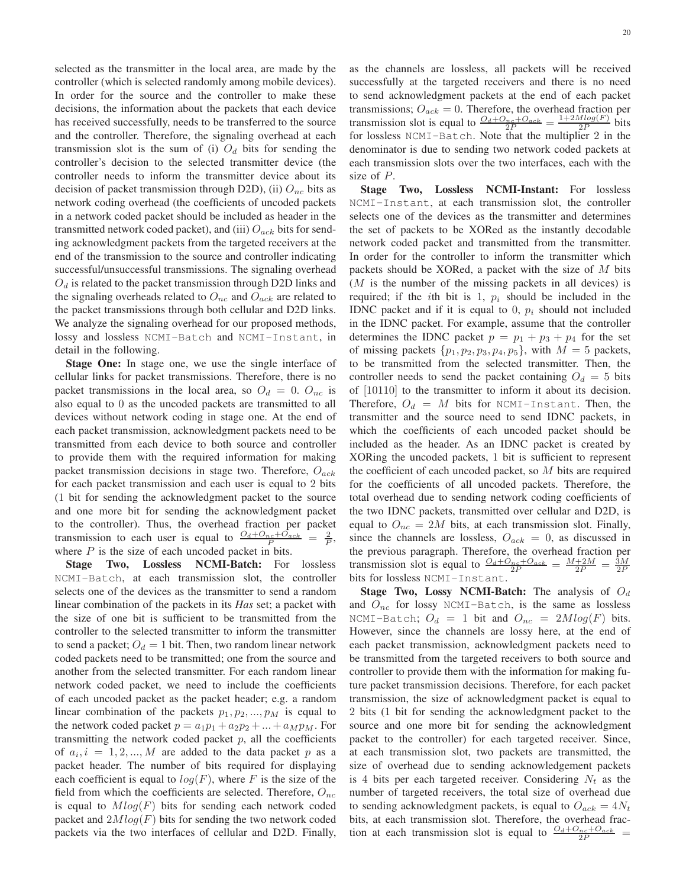selected as the transmitter in the local area, are made by the controller (which is selected randomly among mobile devices). In order for the source and the controller to make these decisions, the information about the packets that each device has received successfully, needs to be transferred to the source and the controller. Therefore, the signaling overhead at each transmission slot is the sum of (i) $O_d$ bits for sending the controller's decision to the selected transmitter device (the controller needs to inform the transmitter device about its decision of packet transmission through D2D), (ii) $O_{nc}$ bits as network coding overhead (the coefficients of uncoded packets in a network coded packet should be included as header in the transmitted network coded packet), and (iii) $O_{ack}$ bits for sending acknowledgment packets from the targeted receivers at the end of the transmission to the source and controller indicating successful/unsuccessful transmissions. The signaling overhead $O_d$ is related to the packet transmission through D2D links and the signaling overheads related to $O_{nc}$ and $O_{ack}$ are related to the packet transmissions through both cellular and D2D links. We analyze the signaling overhead for our proposed methods, lossy and lossless `NCMI-Batch` and `NCMI-Instant`, in detail in the following.

**Stage One:** In stage one, we use the single interface of cellular links for packet transmissions. Therefore, there is no packet transmissions in the local area, so $O_d = 0$. $O_{nc}$ is also equal to 0 as the uncoded packets are transmitted to all devices without network coding in stage one. At the end of each packet transmission, acknowledgment packets need to be transmitted from each device to both source and controller to provide them with the required information for making packet transmission decisions in stage two. Therefore, $O_{ack}$ for each packet transmission and each user is equal to 2 bits (1 bit for sending the acknowledgment packet to the source and one more bit for sending the acknowledgment packet to the controller). Thus, the overhead fraction per packet transmission to each user is equal to $\frac{O_d+O_{nc}+O_{ack}}{P} = \frac{2}{P}$, where $P$ is the size of each uncoded packet in bits.

**Stage Two, Lossless NCMI-Batch:** For lossless `NCMI-Batch`, at each transmission slot, the controller selects one of the devices as the transmitter to send a random linear combination of the packets in its ***Has*** set; a packet with the size of one bit is sufficient to be transmitted from the controller to the selected transmitter to inform the transmitter to send a packet; $O_d = 1$ bit. Then, two random linear network coded packets need to be transmitted; one from the source and another from the selected transmitter. For each random linear network coded packet, we need to include the coefficients of each uncoded packet as the packet header; e.g. a random linear combination of the packets $p_1, p_2, ..., p_M$ is equal to the network coded packet $p = a_1p_1 + a_2p_2 + ... + a_Mp_M$. For transmitting the network coded packet $p$, all the coefficients of $a_i, i = 1, 2, ..., M$ are added to the data packet $p$ as a packet header. The number of bits required for displaying each coefficient is equal to $log(F)$, where $F$ is the size of the field from which the coefficients are selected. Therefore, $O_{nc}$ is equal to $Mlog(F)$ bits for sending each network coded packet and $2Mlog(F)$ bits for sending the two network coded packets via the two interfaces of cellular and D2D. Finally, as the channels are lossless, all packets will be received successfully at the targeted receivers and there is no need to send acknowledgment packets at the end of each packet transmissions; $O_{ack} = 0$. Therefore, the overhead fraction per transmission slot is equal to $\frac{O_d+O_{nc}+O_{ack}}{2P} = \frac{1+2Mlog(F)}{2P}$ bits for lossless `NCMI-Batch`. Note that the multiplier 2 in the denominator is due to sending two network coded packets at each transmission slots over the two interfaces, each with the size of $P$.

**Stage Two, Lossless NCMI-Instant:** For lossless `NCMI-Instant`, at each transmission slot, the controller selects one of the devices as the transmitter and determines the set of packets to be XORed as the instantly decodable network coded packet and transmitted from the transmitter. In order for the controller to inform the transmitter which packets should be XORed, a packet with the size of $M$ bits ($M$ is the number of the missing packets in all devices) is required; if the $i$th bit is 1, $p_i$ should be included in the IDNC packet and if it is equal to 0, $p_i$ should not included in the IDNC packet. For example, assume that the controller determines the IDNC packet $p = p_1 + p_3 + p_4$ for the set of missing packets $\{p_1, p_2, p_3, p_4, p_5\}$, with $M = 5$ packets, to be transmitted from the selected transmitter. Then, the controller needs to send the packet containing $O_d = 5$ bits of [10110] to the transmitter to inform it about its decision. Therefore, $O_d = M$ bits for `NCMI-Instant`. Then, the transmitter and the source need to send IDNC packets, in which the coefficients of each uncoded packet should be included as the header. As an IDNC packet is created by XORing the uncoded packets, 1 bit is sufficient to represent the coefficient of each uncoded packet, so $M$ bits are required for the coefficients of all uncoded packets. Therefore, the total overhead due to sending network coding coefficients of the two IDNC packets, transmitted over cellular and D2D, is equal to $O_{nc} = 2M$ bits, at each transmission slot. Finally, since the channels are lossless, $O_{ack} = 0$, as discussed in the previous paragraph. Therefore, the overhead fraction per transmission slot is equal to $\frac{O_d+O_{nc}+O_{ack}}{2P} = \frac{M+2M}{2P} = \frac{3M}{2P}$ bits for lossless `NCMI-Instant`.

**Stage Two, Lossy NCMI-Batch:** The analysis of $O_d$ and $O_{nc}$ for lossy `NCMI-Batch`, is the same as lossless `NCMI-Batch`; $O_d = 1$ bit and $O_{nc} = 2Mlog(F)$ bits. However, since the channels are lossy here, at the end of each packet transmission, acknowledgment packets need to be transmitted from the targeted receivers to both source and controller to provide them with the information for making future packet transmission decisions. Therefore, for each packet transmission, the size of acknowledgment packet is equal to 2 bits (1 bit for sending the acknowledgment packet to the source and one more bit for sending the acknowledgment packet to the controller) for each targeted receiver. Since, at each transmission slot, two packets are transmitted, the size of overhead due to sending acknowledgement packets is 4 bits per each targeted receiver. Considering $N_t$ as the number of targeted receivers, the total size of overhead due to sending acknowledgment packets, is equal to $O_{ack} = 4N_t$ bits, at each transmission slot. Therefore, the overhead fraction at each transmission slot is equal to $\frac{O_d+O_{nc}+O_{ack}}{2P} =$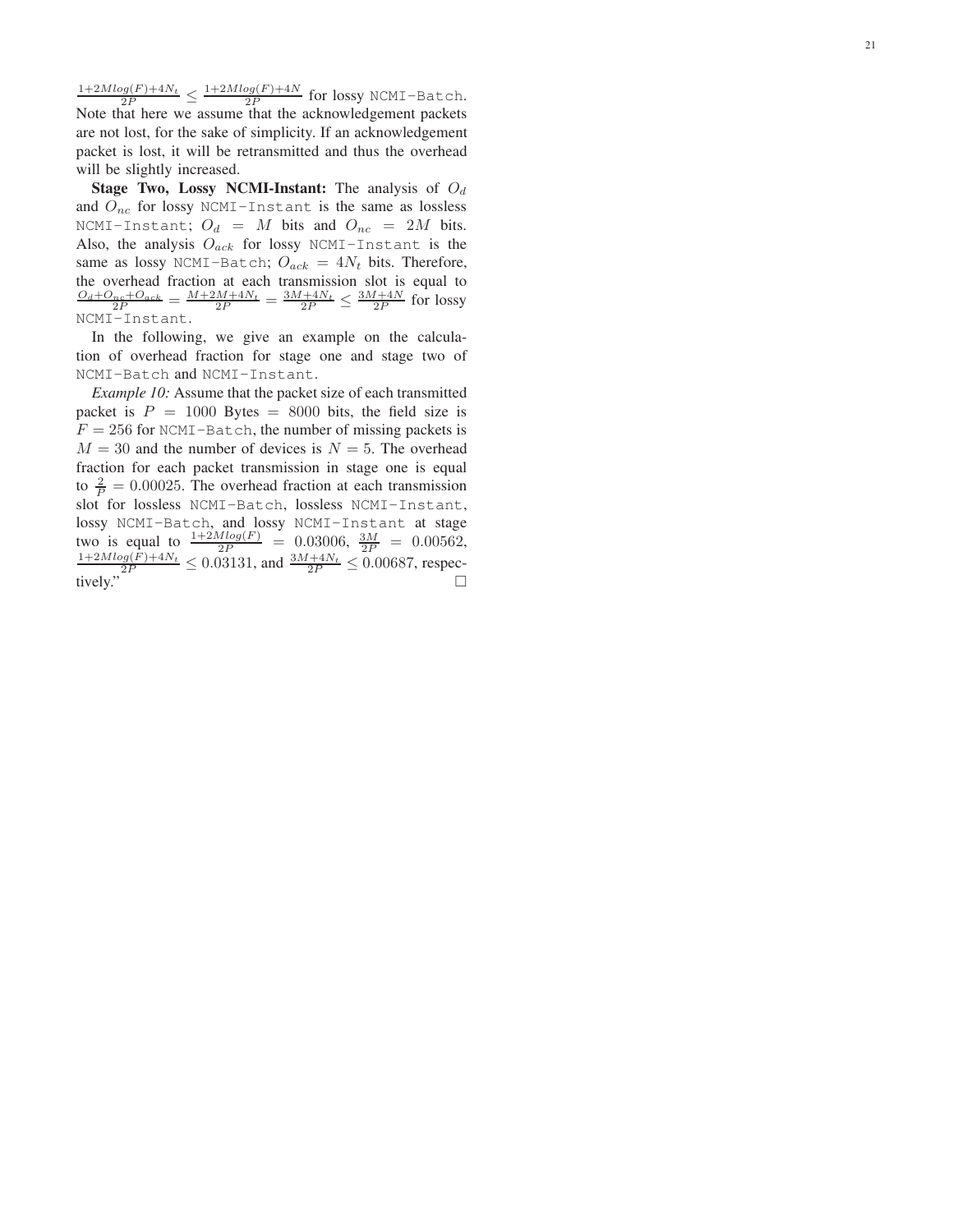$\frac{1+2Mlog(F)+4N_t}{2P} \leq \frac{1+2Mlog(F)+4N}{2P}$ for lossy NCMI-Batch. Note that here we assume that the acknowledgement packets are not lost, for the sake of simplicity. If an acknowledgement packet is lost, it will be retransmitted and thus the overhead will be slightly increased.

**Stage Two, Lossy NCMI-Instant:** The analysis of $O_d$ and $O_{nc}$ for lossy NCMI-Instant is the same as lossless NCMI-Instant; $O_d = M$ bits and $O_{nc} = 2M$ bits. Also, the analysis $O_{ack}$ for lossy NCMI-Instant is the same as lossy NCMI-Batch; $O_{ack} = 4N_t$ bits. Therefore, the overhead fraction at each transmission slot is equal to $\frac{O_d+O_{nc}+O_{ack}}{2P} = \frac{M+2M+4N_t}{2P} = \frac{3M+4N_t}{2P} \leq \frac{3M+4N}{2P}$ for lossy NCMI-Instant.

In the following, we give an example on the calculation of overhead fraction for stage one and stage two of NCMI-Batch and NCMI-Instant.

*Example 10:* Assume that the packet size of each transmitted packet is $P = 1000$ Bytes $= 8000$ bits, the field size is $F = 256$ for NCMI-Batch, the number of missing packets is $M = 30$ and the number of devices is $N = 5$. The overhead fraction for each packet transmission in stage one is equal to $\frac{2}{P} = 0.00025$. The overhead fraction at each transmission slot for lossless NCMI-Batch, lossless NCMI-Instant, lossy NCMI-Batch, and lossy NCMI-Instant at stage two is equal to $\frac{1+2Mlog(F)}{2P} = 0.03006$, $\frac{3M}{2P} = 0.00562$, $\frac{1+2Mlog(F)+4N_t}{2P} \leq 0.03131$, and $\frac{3M+4N_t}{2P} \leq 0.00687$, respectively." □